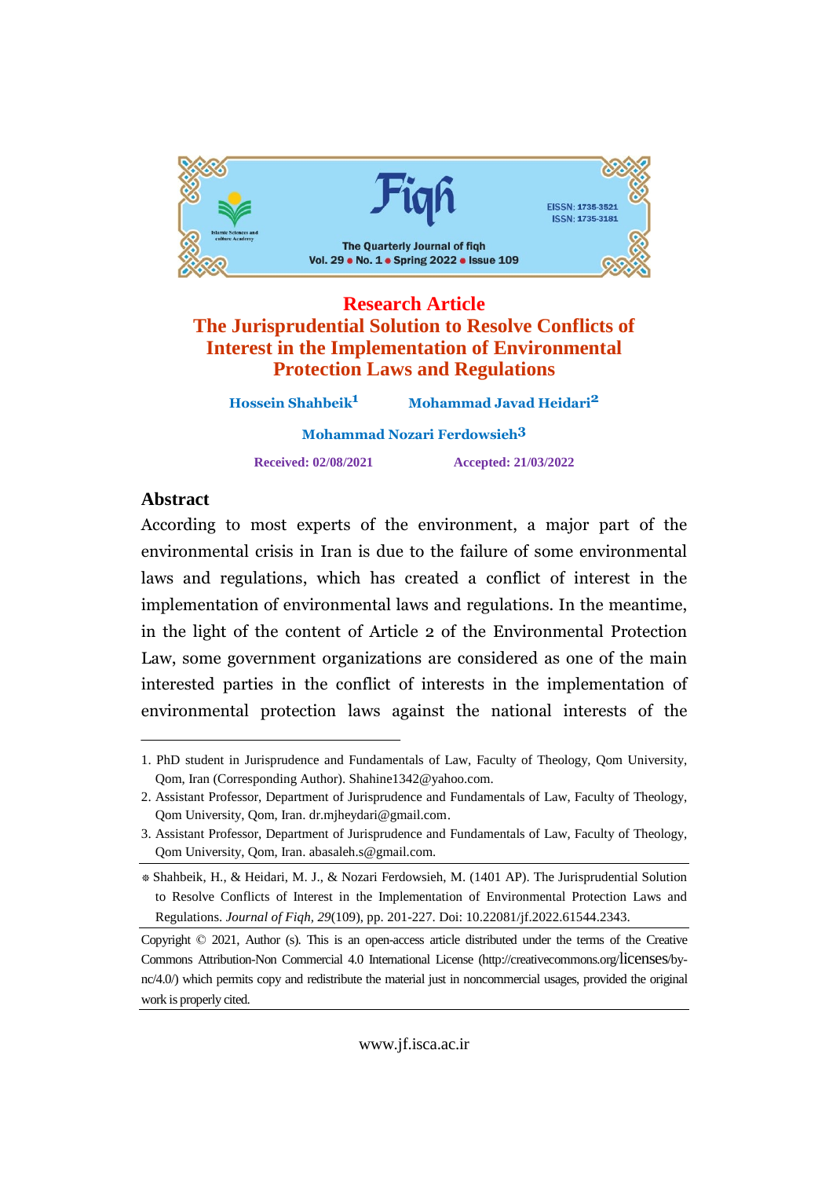Fiqh

The Quarterly Journal of fiqh

Vol. 29 ● No. 1 ● Spring 2022 ● Issue 109

EISSN: 1735-3521
ISSN: 1735-3181

**Research Article**

# The Jurisprudential Solution to Resolve Conflicts of Interest in the Implementation of Environmental Protection Laws and Regulations

**Hossein Shahbeik**[1] **Mohammad Javad Heidari**[2]

**Mohammad Nozari Ferdowsieh**[3]

**Received: 02/08/2021** **Accepted: 21/03/2022**

## Abstract

According to most experts of the environment, a major part of the environmental crisis in Iran is due to the failure of some environmental laws and regulations, which has created a conflict of interest in the implementation of environmental laws and regulations. In the meantime, in the light of the content of Article 2 of the Environmental Protection Law, some government organizations are considered as one of the main interested parties in the conflict of interests in the implementation of environmental protection laws against the national interests of the

---

1. PhD student in Jurisprudence and Fundamentals of Law, Faculty of Theology, Qom University, Qom, Iran (Corresponding Author). Shahine1342@yahoo.com.
2. Assistant Professor, Department of Jurisprudence and Fundamentals of Law, Faculty of Theology, Qom University, Qom, Iran. dr.mjheydari@gmail.com.
3. Assistant Professor, Department of Jurisprudence and Fundamentals of Law, Faculty of Theology, Qom University, Qom, Iran. abasaleh.s@gmail.com.

* Shahbeik, H., & Heidari, M. J., & Nozari Ferdowsieh, M. (1401 AP). The Jurisprudential Solution to Resolve Conflicts of Interest in the Implementation of Environmental Protection Laws and Regulations. *Journal of Fiqh, 29*(109), pp. 201-227. Doi: 10.22081/jf.2022.61544.2343.

Copyright © 2021, Author (s). This is an open-access article distributed under the terms of the Creative Commons Attribution-Non Commercial 4.0 International License (http://creativecommons.org/licenses/by-nc/4.0/) which permits copy and redistribute the material just in noncommercial usages, provided the original work is properly cited.

www.jf.isca.ac.ir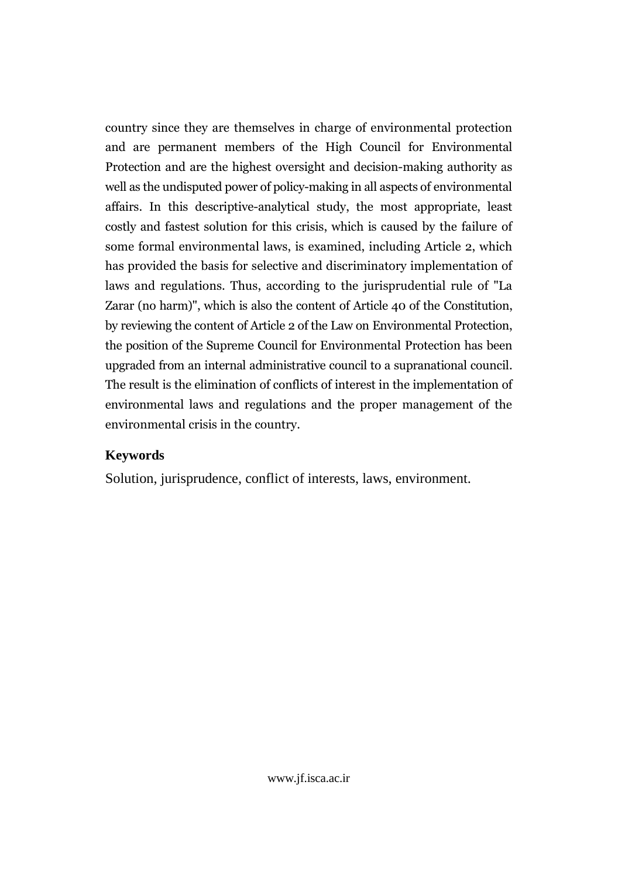country since they are themselves in charge of environmental protection and are permanent members of the High Council for Environmental Protection and are the highest oversight and decision-making authority as well as the undisputed power of policy-making in all aspects of environmental affairs. In this descriptive-analytical study, the most appropriate, least costly and fastest solution for this crisis, which is caused by the failure of some formal environmental laws, is examined, including Article 2, which has provided the basis for selective and discriminatory implementation of laws and regulations. Thus, according to the jurisprudential rule of "La Zarar (no harm)", which is also the content of Article 40 of the Constitution, by reviewing the content of Article 2 of the Law on Environmental Protection, the position of the Supreme Council for Environmental Protection has been upgraded from an internal administrative council to a supranational council. The result is the elimination of conflicts of interest in the implementation of environmental laws and regulations and the proper management of the environmental crisis in the country.

**Keywords**

Solution, jurisprudence, conflict of interests, laws, environment.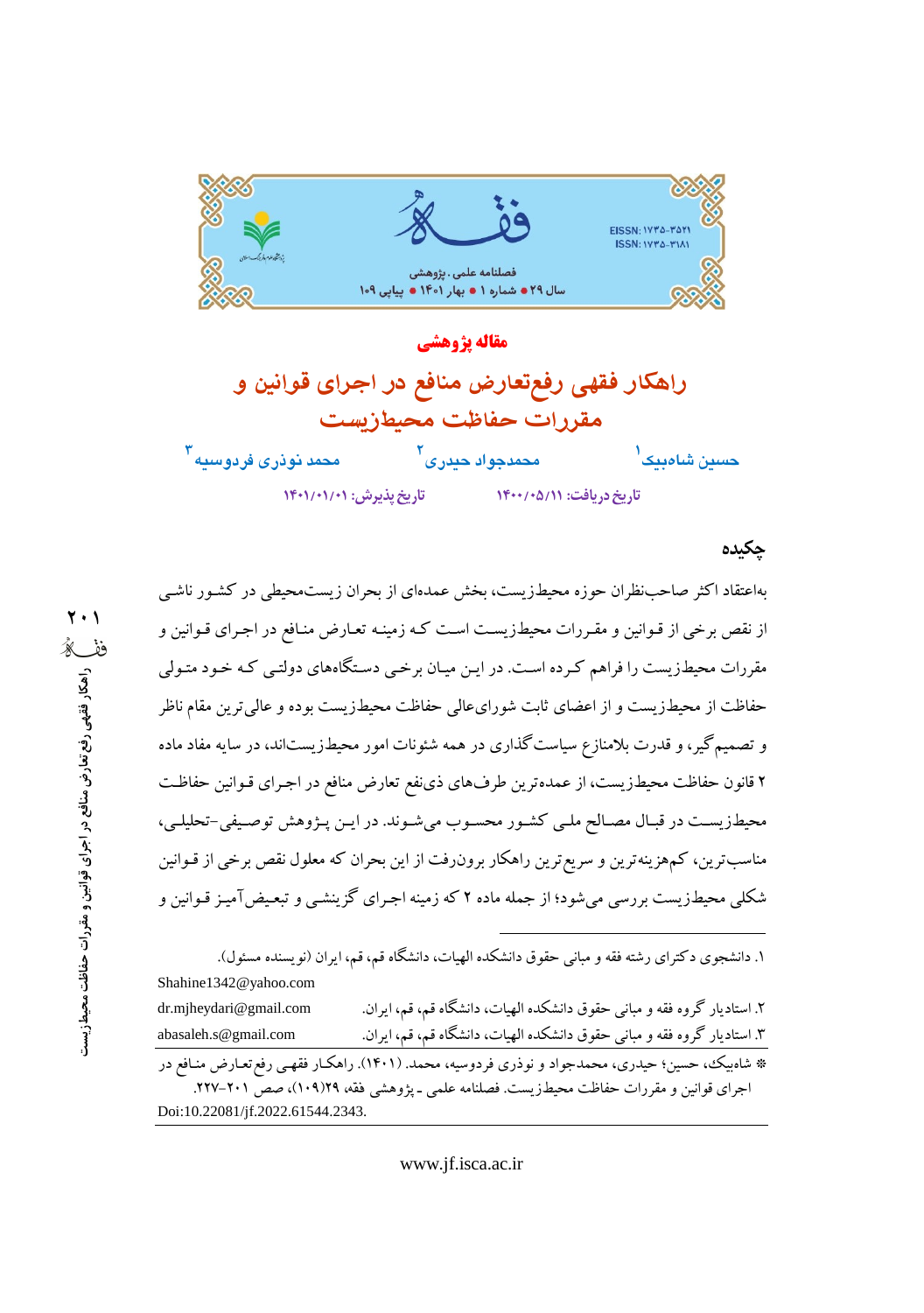**مقاله پژوهشی**

# راهکار فقهی رفع‌تعارض منافع در اجرای قوانین و مقررات حفاظت محیط‌زیست

حسین شاه‌بیک[1] &nbsp;&nbsp;&nbsp; محمدجواد حیدری[2] &nbsp;&nbsp;&nbsp; محمد نوذری فردوسیه[3]

تاریخ دریافت: ۱۴۰۰/۰۵/۱۱ &nbsp;&nbsp;&nbsp; تاریخ پذیرش: ۱۴۰۱/۰۱/۰۱

## چکیده

به‌اعتقاد اکثر صاحب‌نظران حوزه محیط‌زیست، بخش عمده‌ای از بحران زیست‌محیطی در کشور ناشی از نقص برخی از قوانین و مقررات محیط‌زیست است که زمینه تعارض منافع در اجرای قوانین و مقررات محیط‌زیست را فراهم کرده است. در این میان برخی دستگاه‌های دولتی که خود متولی حفاظت از محیط‌زیست و از اعضای ثابت شورای‌عالی حفاظت محیط‌زیست بوده و عالی‌ترین مقام ناظر و تصمیم‌گیر، و قدرت بلامنازع سیاست‌گذاری در همه شئونات امور محیط‌زیست‌اند، در سایه مفاد ماده ۲ قانون حفاظت محیط‌زیست، از عمده‌ترین طرف‌های ذی‌نفع تعارض منافع در اجرای قوانین حفاظت محیط‌زیست در قبال مصالح ملی کشور محسوب می‌شوند. در این پژوهش توصیفی-تحلیلی، مناسب‌ترین، کم‌هزینه‌ترین و سریع‌ترین راهکار برون‌رفت از این بحران که معلول نقص برخی از قوانین شکلی محیط‌زیست بررسی می‌شود؛ از جمله ماده ۲ که زمینه اجرای گزینشی و تبعیض‌آمیز قوانین و

---

۱. دانشجوی دکترای رشته فقه و مبانی حقوق دانشکده الهیات، دانشگاه قم، قم، ایران (نویسنده مسئول). Shahine1342@yahoo.com

۲. استادیار گروه فقه و مبانی حقوق دانشکده الهیات، دانشگاه قم، قم، ایران. dr.mjheydari@gmail.com

۳. استادیار گروه فقه و مبانی حقوق دانشکده الهیات، دانشگاه قم، قم، ایران. abasaleh.s@gmail.com

* شاه‌بیک، حسین؛ حیدری، محمدجواد و نوذری فردوسیه، محمد. (۱۴۰۱). راهکار فقهی رفع‌تعارض منافع در اجرای قوانین و مقررات حفاظت محیط‌زیست. فصلنامه علمی ـ پژوهشی فقه، ۲۹(۱۰۹)، صص ۲۰۱-۲۲۷. Doi:10.22081/jf.2022.61544.2343.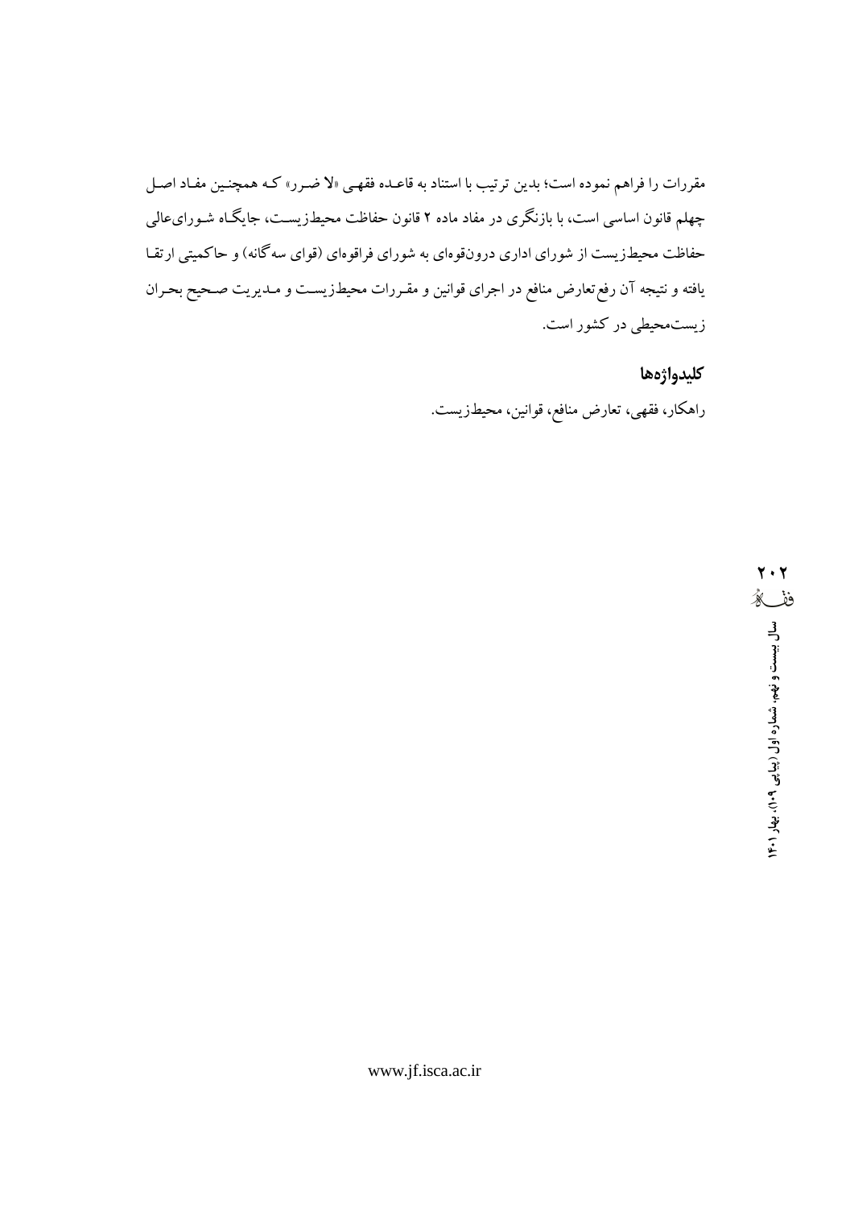مقررات را فراهم نموده است؛ بدین ترتیب با استناد به قاعده فقهی «لا ضرر» که همچنین مفاد اصل چهلم قانون اساسی است، با بازنگری در مفاد ماده ۲ قانون حفاظت محیط‌زیست، جایگاه شورای‌عالی حفاظت محیط‌زیست از شورای اداری درون‌قوه‌ای به شورای فراقوه‌ای (قوای سه‌گانه) و حاکمیتی ارتقا یافته و نتیجه آن رفع تعارض منافع در اجرای قوانین و مقررات محیط‌زیست و مدیریت صحیح بحران زیست‌محیطی در کشور است.

### کلیدواژه‌ها

راهکار، فقهی، تعارض منافع، قوانین، محیط‌زیست.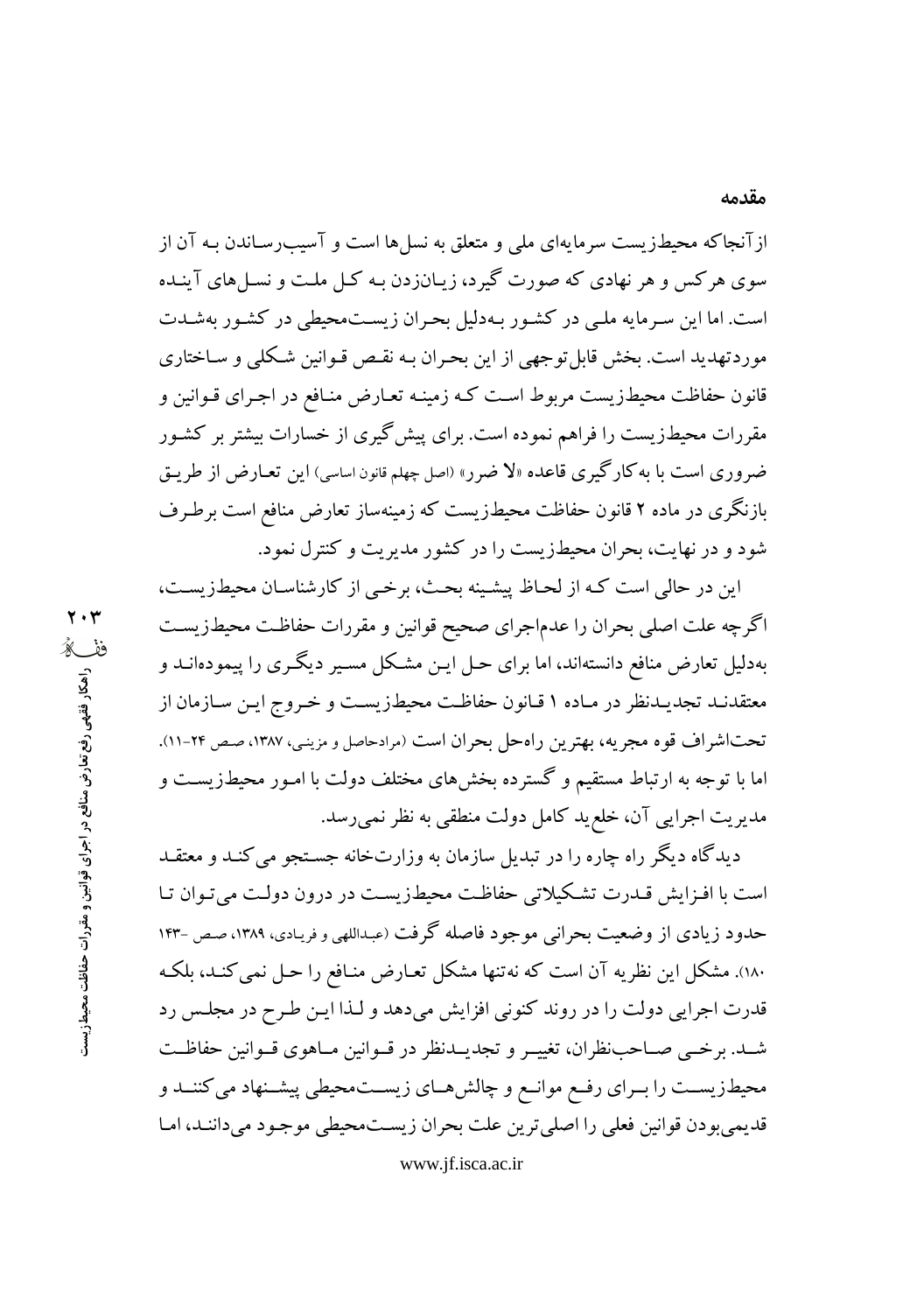## مقدمه

ازآنجاکه محیط‌زیست سرمایه‌ای ملی و متعلق به نسل‌ها است و آسیب‌رساندن بـه آن از سوی هرکس و هر نهادی که صورت گیرد، زیـان‌زدن بـه کـل ملـت و نسـل‌های آینـده است. اما این سـرمایه ملـی در کشـور بـه‌دلیل بحـران زیسـت‌محیطی در کشـور به‌شـدت موردتهدید است. بخش قابل‌توجهی از این بحـران بـه نقـص قـوانین شـکلی و سـاختاری قانون حفاظت محیط‌زیست مربوط اسـت کـه زمینـه تعـارض منـافع در اجـرای قـوانین و مقررات محیط‌زیست را فراهم نموده است. برای پیش‌گیری از خسارات بیشتر بر کشـور ضروری است با به‌کارگیری قاعده «لا ضرر» (اصل چهلم قانون اساسی) این تعـارض از طریـق بازنگری در ماده ۲ قانون حفاظت محیط‌زیست که زمینه‌ساز تعارض منافع است برطـرف شود و در نهایت، بحران محیط‌زیست را در کشور مدیریت و کنترل نمود.

این در حالی است کـه از لحـاظ پیشـینه بحـث، برخـی از کارشناسـان محیط‌زیسـت، اگرچه علت اصلی بحران را عدم‌اجرای صحیح قوانین و مقررات حفاظـت محیط‌زیسـت به‌دلیل تعارض منافع دانسته‌اند، اما برای حـل ایـن مشـکل مسیر دیگـری را پیموده‌انـد و معتقدنـد تجدیـدنظر در مـاده ۱ قـانون حفاظـت محیط‌زیسـت و خـروج ایـن سـازمان از تحت‌اشراف قوه مجریه، بهترین راه‌حل بحران است (مرادحاصل و مزینی، ۱۳۸۷، صص ۲۴-۱۱). اما با توجه به ارتباط مستقیم و گسترده بخش‌های مختلف دولت با امـور محیط‌زیسـت و مدیریت اجرایی آن، خلع‌ید کامل دولت منطقی به نظر نمی‌رسد.

دیدگاه دیگر راه چاره را در تبدیل سازمان به وزارت‌خانه جسـتجو می‌کنـد و معتقـد است با افـزایش قـدرت تشـکیلاتی حفاظـت محیط‌زیسـت در درون دولـت می‌تـوان تـا حدود زیادی از وضعیت بحرانی موجود فاصله گرفت (عبداللهی و فریـادی، ۱۳۸۹، صـص ۱۴۳-۱۸۰). مشکل این نظریه آن است که نه‌تنها مشکل تعـارض منـافع را حـل نمی‌کنـد، بلکـه قدرت اجرایی دولت را در روند کنونی افزایش می‌دهد و لـذا ایـن طـرح در مجلـس رد شـد. برخـی صـاحب‌نظران، تغییـر و تجدیـدنظر در قـوانین مـاهوی قـوانین حفاظـت محیط‌زیسـت را بـرای رفـع موانـع و چالش‌هـای زیسـت‌محیطی پیشـنهاد می‌کننـد و قدیمی‌بودن قوانین فعلی را اصلی‌ترین علت بحران زیسـت‌محیطی موجـود می‌داننـد، امـا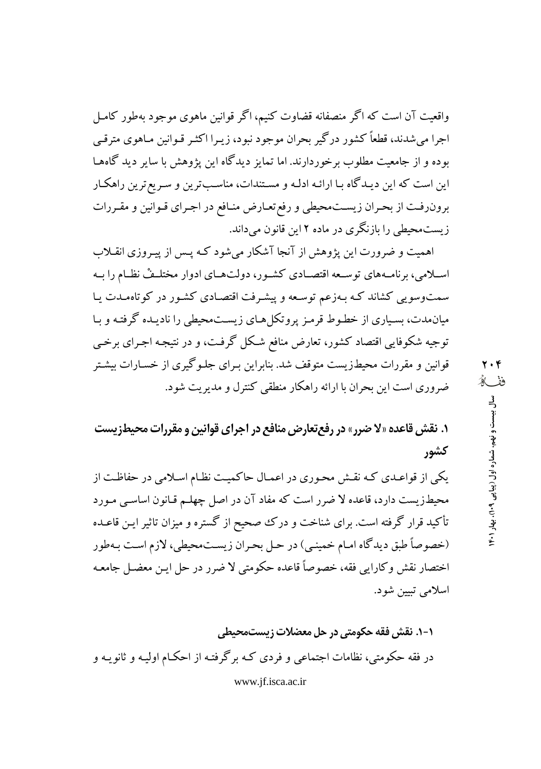واقعیت آن است که اگر منصفانه قضاوت کنیم، اگر قوانین ماهوی موجود به‌طور کامل اجرا می‌شدند، قطعاً کشور درگیر بحران موجود نبود، زیرا اکثر قوانین ماهوی مترقی بوده و از جامعیت مطلوب برخوردارند. اما تمایز دیدگاه این پژوهش با سایر دید گاه‌ها این است که این دیدگاه با ارائه ادله و مستندات، مناسب‌ترین و سریع‌ترین راهکار برون‌رفت از بحران زیست‌محیطی و رفع‌تعارض منافع در اجرای قوانین و مقررات زیست‌محیطی را بازنگری در ماده ۲ این قانون می‌داند.

اهمیت و ضرورت این پژوهش از آنجا آشکار می‌شود که پس از پیروزی انقلاب اسلامی، برنامه‌های توسعه اقتصادی کشور، دولت‌های ادوار مختلفْ نظام را به سمت‌وسویی کشاند که به‌زعم توسعه و پیشرفت اقتصادی کشور در کوتاه‌مدت یا میان‌مدت، بسیاری از خطوط قرمز پروتکل‌های زیست‌محیطی را نادیده گرفته و با توجیه شکوفایی اقتصاد کشور، تعارض منافع شکل گرفت، و در نتیجه اجرای برخی قوانین و مقررات محیط‌زیست متوقف شد. بنابراین برای جلوگیری از خسارات بیشتر ضروری است این بحران با ارائه راهکار منطقی کنترل و مدیریت شود.

## ۱. نقش قاعده «لا ضرر» در رفع‌تعارض منافع در اجرای قوانین و مقررات محیط‌زیست کشور

یکی از قواعدی که نقش محوری در اعمال حاکمیت نظام اسلامی در حفاظت از محیط‌زیست دارد، قاعده لا ضرر است که مفاد آن در اصل چهلم قانون اساسی مورد تأکید قرار گرفته است. برای شناخت و درک صحیح از گستره و میزان تاثیر این قاعده (خصوصاً طبق دیدگاه امام خمینی) در حل بحران زیست‌محیطی، لازم است به‌طور اختصار نقش وکارایی فقه، خصوصاً قاعده حکومتی لا ضرر در حل این معضل جامعه اسلامی تبیین شود.

### ۱-۱. نقش فقه حکومتی در حل معضلات زیست‌محیطی

در فقه حکومتی، نظامات اجتماعی و فردی که برگرفته از احکام اولیه و ثانویه و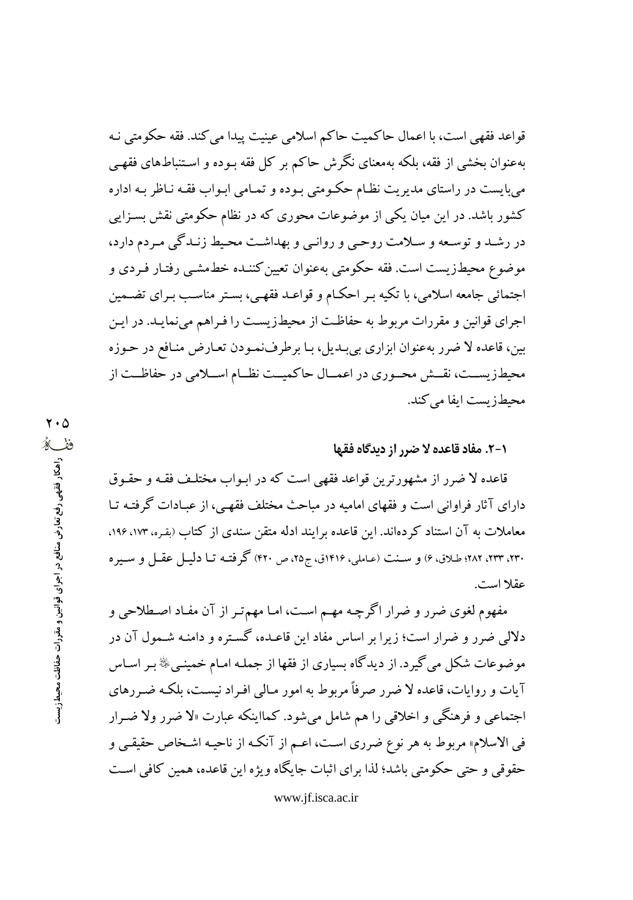قواعد فقهی است، با اعمال حاکمیت حاکم اسلامی عینیت پیدا می‌کند. فقه حکومتی نـه به‌عنوان بخشی از فقه، بلکه به‌معنای نگرش حاکم بر کل فقه بـوده و اسـتنباط‌های فقهـی می‌بایست در راستای مدیریت نظـام حکـومتی بـوده و تمـامی ابـواب فقـه نـاظر بـه اداره کشور باشد. در این میان یکی از موضوعات محوری که در نظام حکومتی نقش بسـزایی در رشـد و توسـعه و سـلامت روحـی و روانـی و بهداشـت محیط زنـدگی مـردم دارد، موضوع محیط‌زیست است. فقه حکومتی به‌عنوان تعیین‌کننـده خط‌مشـی رفتـار فـردی و اجتمائی جامعه اسلامی، با تکیه بـر احکـام و قواعـد فقهـی، بسـتر مناسـب بـرای تضـمین اجرای قوانین و مقررات مربوط به حفاظـت از محیط‌زیسـت را فـراهم می‌نمایـد. در ایـن بین، قاعده لا ضرر به‌عنوان ابزاری بی‌بـدیل، بـا برطرف‌نمـودن تعـارض منـافع در حـوزه محیط‌زیسـت، نقـش محـوری در اعمـال حاکمیـت نظـام اسـلامی در حفاظـت از محیط‌زیست ایفا می‌کند.

### ۱-۲. مفاد قاعده لا ضرر از دیدگاه فقها

قاعده لا ضرر از مشهورترین قواعد فقهی است که در ابـواب مختلـف فقـه و حقـوق دارای آثار فراوانی است و فقهای امامیه در مباحث مختلف فقهـی، از عبـادات گرفتـه تـا معاملات به آن استناد کرده‌اند. این قاعده برایند ادله متقن سندی از کتاب (بقـره، ۱۷۳، ۱۹۶، ۲۳۰، ۲۳۳، ۲۸۲؛ طـلاق، ۶) و سـنت (عـاملی، ۱۴۱۶ق، ج۲۵، ص ۴۲۰) گرفتـه تـا دلیـل عقـل و سـیره عقلا است.

مفهوم لغوی ضرر و ضرار اگرچـه مهـم اسـت، امـا مهم‌تـر از آن مفـاد اصـطلاحی و دلالی ضرر و ضرار است؛ زیرا بر اساس مفاد این قاعـده، گسـتره و دامنـه شـمول آن در موضوعات شکل می‌گیرد. از دیدگاه بسیاری از فقها از جملـه امـام خمینـی‌ؒ بـر اسـاس آیات و روایات، قاعده لا ضرر صرفاً مربوط به امور مـالی افـراد نیسـت، بلکـه ضـررهای اجتماعی و فرهنگی و اخلاقی را هم شامل می‌شود. کمااینکه عبارت «لا ضرر ولا ضـرار فی الاسلام» مربوط به هر نوع ضرری اسـت، اعـم از آنکـه از ناحیـه اشـخاص حقیقـی و حقوقی و حتی حکومتی باشد؛ لذا برای اثبات جایگاه ویژه این قاعده، همین کافی اسـت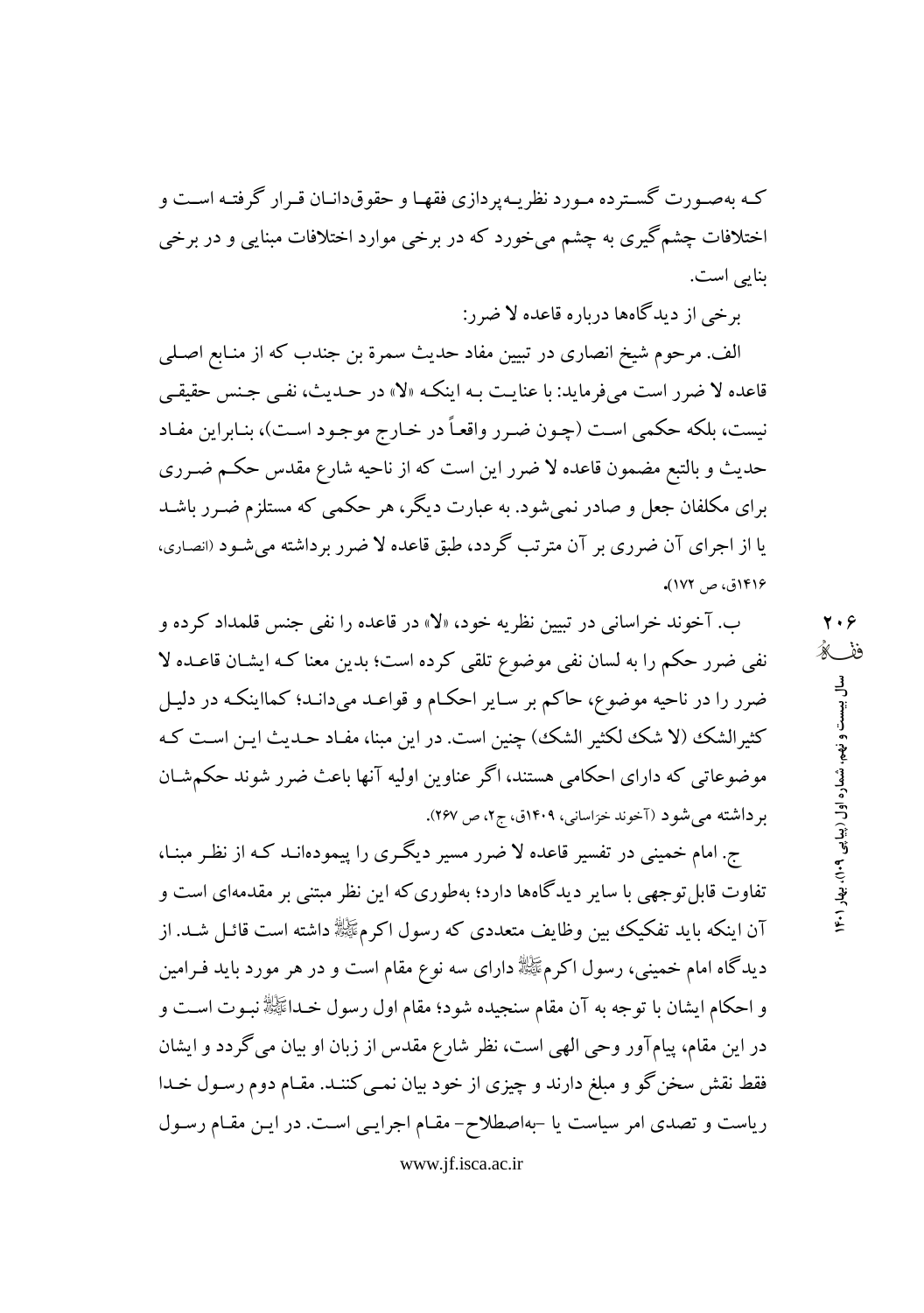که به‌صورت گسترده مورد نظریه‌پردازی فقها و حقوقدانان قرار گرفته است و اختلافات چشم‌گیری به چشم می‌خورد که در برخی موارد اختلافات مبنایی و در برخی بنایی است.

برخی از دیدگاه‌ها درباره قاعده لا ضرر:

الف. مرحوم شیخ انصاری در تبیین مفاد حدیث سمرة بن جندب که از منابع اصلی قاعده لا ضرر است می‌فرماید: با عنایت به اینکه «لا» در حدیث، نفی جنس حقیقی نیست، بلکه حکمی است (چون ضرر واقعاً در خارج موجود است)، بنابراین مفاد حدیث و بالتبع مضمون قاعده لا ضرر این است که از ناحیه شارع مقدس حکم ضرری برای مکلفان جعل و صادر نمی‌شود. به عبارت دیگر، هر حکمی که مستلزم ضرر باشد یا از اجرای آن ضرری بر آن مترتب گردد، طبق قاعده لا ضرر برداشته می‌شود (انصاری، ۱۴۱۶ق، ص ۱۷۲).

ب. آخوند خراسانی در تبیین نظریه خود، «لا» در قاعده را نفی جنس قلمداد کرده و نفی ضرر حکم را به لسان نفی موضوع تلقی کرده است؛ بدین معنا که ایشان قاعده لا ضرر را در ناحیه موضوع، حاکم بر سایر احکام و قواعد می‌داند؛ کمااینکه در دلیل کثیرالشک (لا شک لکثیر الشک) چنین است. در این مبنا، مفاد حدیث این است که موضوعاتی که دارای احکامی هستند، اگر عناوین اولیه آنها باعث ضرر شوند حکم‌شان برداشته می‌شود (آخوند خراسانی، ۱۴۰۹ق، ج۲، ص ۲۶۷).

ج. امام خمینی در تفسیر قاعده لا ضرر مسیر دیگری را پیموده‌اند که از نظر مبنا، تفاوت قابل‌توجهی با سایر دیدگاه‌ها دارد؛ به‌طوری‌که این نظر مبتنی بر مقدمه‌ای است و آن اینکه باید تفکیک بین وظایف متعددی که رسول اکرمﷺ داشته است قائل شد. از دیدگاه امام خمینی، رسول اکرمﷺ دارای سه نوع مقام است و در هر مورد باید فرامین و احکام ایشان با توجه به آن مقام سنجیده شود؛ مقام اول رسول خداﷺ نبوت است و در این مقام، پیام‌آور وحی الهی است، نظر شارع مقدس از زبان او بیان می‌گردد و ایشان فقط نقش سخن‌گو و مبلغ دارند و چیزی از خود بیان نمی‌کنند. مقام دوم رسول خدا ریاست و تصدی امر سیاست یا -به‌اصطلاح- مقام اجرایی است. در این مقام رسول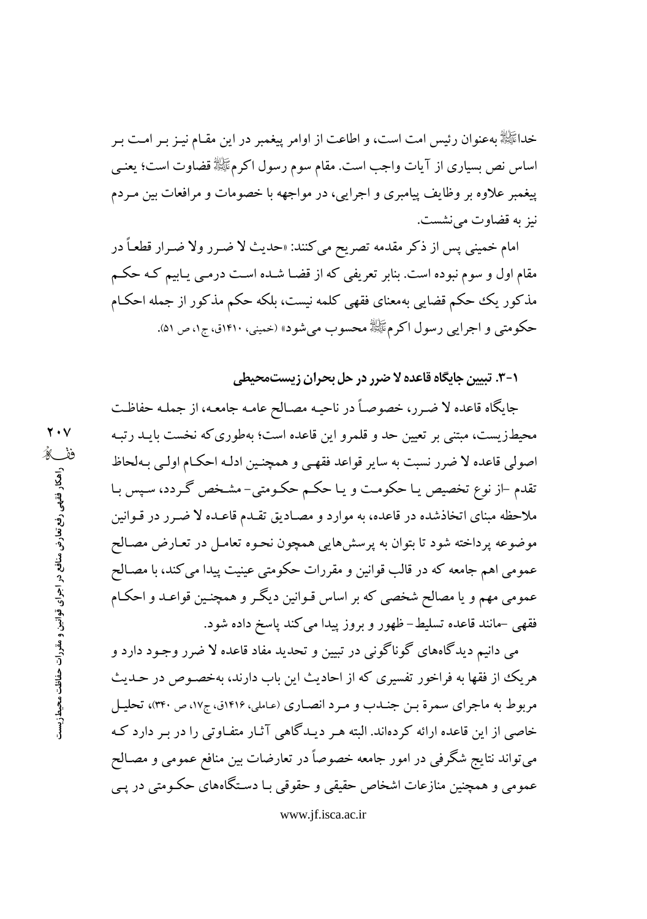خداﷺ به‌عنوان رئیس امت است، و اطاعت از اوامر پیغمبر در این مقـام نیـز بـر امـت بـر اساس نص بسیاری از آیات واجب است. مقام سوم رسول اکرمﷺ قضاوت است؛ یعنـی پیغمبر علاوه بر وظایف پیامبری و اجرایی، در مواجهه با خصومات و مرافعات بین مـردم نیز به قضاوت می‌نشست.

امام خمینی پس از ذکر مقدمه تصریح می‌کنند: «حدیث لا ضـرر ولا ضـرار قطعـاً در مقام اول و سوم نبوده است. بنابر تعریفی که از قضـا شـده اسـت درمـی یـابیم کـه حکـم مذکور یک حکم قضایی به‌معنای فقهی کلمه نیست، بلکه حکم مذکور از جمله احکـام حکومتی و اجرایی رسول اکرمﷺ محسوب می‌شود» (خمینی، ۱۴۱۰ق، ج۱، ص ۵۱).

### ۱-۳. تبیین جایگاه قاعده لا ضرر در حل بحران زیست‌محیطی

جایگاه قاعده لا ضـرر، خصوصـاً در ناحیـه مصـالح عامـه جامعـه، از جملـه حفاظـت محیط‌زیست، مبتنی بر تعیین حد و قلمرو این قاعده است؛ به‌طوری‌که نخست بایـد رتبـه اصولی قاعده لا ضرر نسبت به سایر قواعد فقهـی و همچنـین ادلـه احکـام اولـی بـه‌لحاظ تقدم –از نوع تخصیص یـا حکومـت و یـا حکـم حکـومتی- مشـخص گـردد، سپس بـا ملاحظه مبنای اتخاذشده در قاعده، به موارد و مصـادیق تقـدم قاعـده لا ضـرر در قـوانین موضوعه پرداخته شود تا بتوان به پرسش‌هایی همچون نحـوه تعامـل در تعـارض مصـالح عمومی اهم جامعه که در قالب قوانین و مقررات حکومتی عینیت پیدا می‌کند، با مصـالح عمومی مهم و یا مصالح شخصی که بر اساس قـوانین دیگـر و همچنـین قواعـد و احکـام فقهی –مانند قاعده تسلیط- ظهور و بروز پیدا می‌کند پاسخ داده شود.

می دانیم دیدگاه‌های گوناگونی در تبیین و تحدید مفاد قاعده لا ضرر وجـود دارد و هریک از فقها به فراخور تفسیری که از احادیث این باب دارند، به‌خصـوص در حـدیث مربوط به ماجرای سمرة بـن جنـدب و مـرد انصـاری (عاملی، ۱۴۱۶ق، ج۱۷، ص ۳۴۰)، تحلیـل خاصی از این قاعده ارائه کرده‌اند. البته هـر دیـدگاهی آثـار متفـاوتی را در بـر دارد کـه می‌تواند نتایج شگرفی در امور جامعه خصوصاً در تعارضات بین منافع عمومی و مصـالح عمومی و همچنین منازعات اشخاص حقیقی و حقوقی بـا دسـتگاه‌های حکـومتی در پـی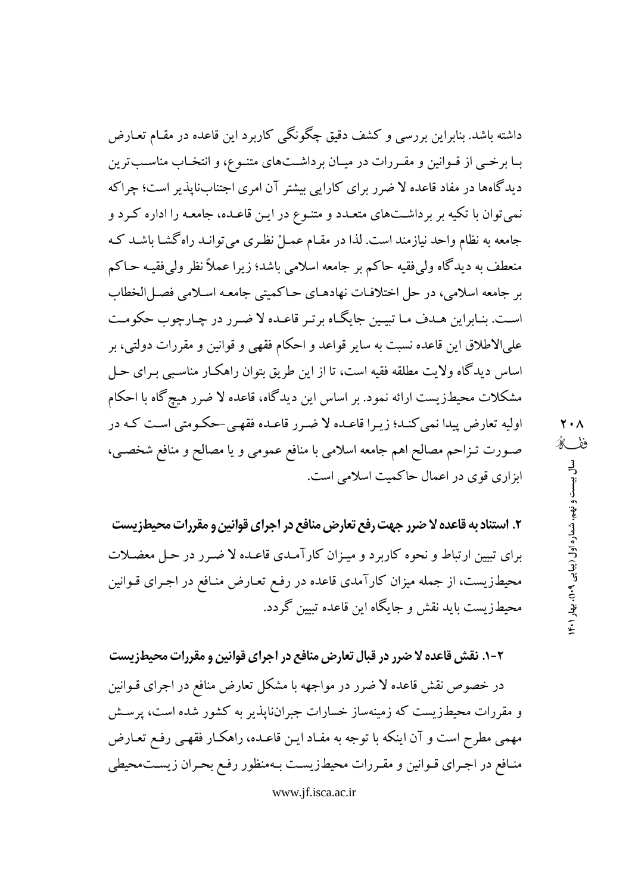داشته باشد. بنابراین بررسی و کشف دقیق چگونگی کاربرد این قاعده در مقام تعارض با برخی از قوانین و مقررات در میان برداشت‌های متنوع، و انتخاب مناسب‌ترین دیدگاه‌ها در مفاد قاعده لا ضرر برای کارایی بیشتر آن امری اجتناب‌ناپذیر است؛ چراکه نمی‌توان با تکیه بر برداشت‌های متعدد و متنوع در این قاعده، جامعه را اداره کرد و جامعه به نظام واحد نیازمند است. لذا در مقام عملْ نظری می‌تواند راه‌گشا باشد که منعطف به دیدگاه ولی‌فقیه حاکم بر جامعه اسلامی باشد؛ زیرا عملاً نظر ولی‌فقیه حاکم بر جامعه اسلامی، در حل اختلافات نهادهای حاکمیتی جامعه اسلامی فصل‌الخطاب است. بنابراین هدف ما تبیین جایگاه برتر قاعده لا ضرر در چارچوب حکومت علی‌الاطلاق این قاعده نسبت به سایر قواعد و احکام فقهی و قوانین و مقررات دولتی، بر اساس دیدگاه ولایت مطلقه فقیه است، تا از این طریق بتوان راهکار مناسبی برای حل مشکلات محیط‌زیست ارائه نمود. بر اساس این دیدگاه، قاعده لا ضرر هیچ‌گاه با احکام اولیه تعارض پیدا نمی‌کند؛ زیرا قاعده لا ضرر قاعده فقهی-حکومتی است که در صورت تزاحم مصالح اهم جامعه اسلامی با منافع عمومی و یا مصالح و منافع شخصی، ابزاری قوی در اعمال حاکمیت اسلامی است.

## ۲. استناد به قاعده لا ضرر جهت رفع تعارض منافع در اجرای قوانین و مقررات محیط‌زیست

برای تبیین ارتباط و نحوه کاربرد و میزان کارآمدی قاعده لا ضرر در حل معضلات محیط‌زیست، از جمله میزان کارآمدی قاعده در رفع تعارض منافع در اجرای قوانین محیط‌زیست باید نقش و جایگاه این قاعده تبیین گردد.

### ۲-۱. نقش قاعده لا ضرر در قبال تعارض منافع در اجرای قوانین و مقررات محیط‌زیست

در خصوص نقش قاعده لا ضرر در مواجهه با مشکل تعارض منافع در اجرای قوانین و مقررات محیط‌زیست که زمینه‌ساز خسارات جبران‌ناپذیر به کشور شده است، پرسش مهمی مطرح است و آن اینکه با توجه به مفاد این قاعده، راهکار فقهی رفع تعارض منافع در اجرای قوانین و مقررات محیط‌زیست به‌منظور رفع بحران زیست‌محیطی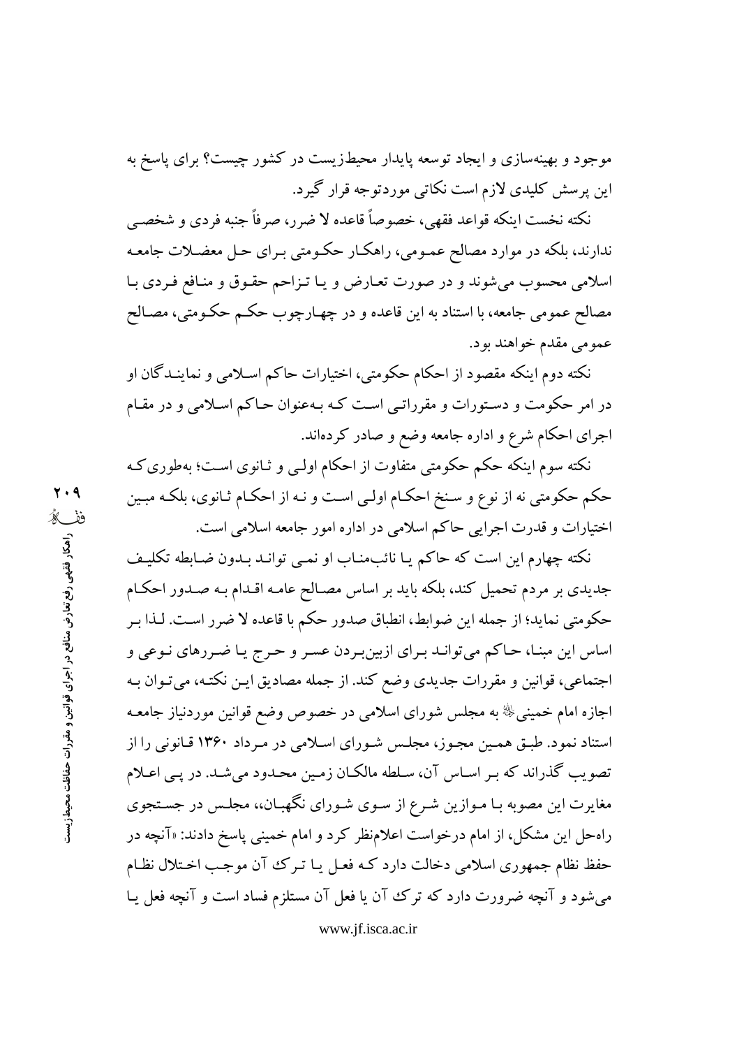موجود و بهینه‌سازی و ایجاد توسعه پایدار محیط‌زیست در کشور چیست؟ برای پاسخ به این پرسش کلیدی لازم است نکاتی موردتوجه قرار گیرد.

نکته نخست اینکه قواعد فقهی، خصوصاً قاعده لا ضرر، صرفاً جنبه فردی و شخصی ندارند، بلکه در موارد مصالح عمومی، راهکار حکومتی برای حل معضلات جامعه اسلامی محسوب می‌شوند و در صورت تعارض و یا تزاحم حقوق و منافع فردی با مصالح عمومی جامعه، با استناد به این قاعده و در چهارچوب حکم حکومتی، مصالح عمومی مقدم خواهند بود.

نکته دوم اینکه مقصود از احکام حکومتی، اختیارات حاکم اسلامی و نمایندگان او در امر حکومت و دستورات و مقرراتی است که به‌عنوان حاکم اسلامی و در مقام اجرای احکام شرع و اداره جامعه وضع و صادر کرده‌اند.

نکته سوم اینکه حکم حکومتی متفاوت از احکام اولی و ثانوی است؛ به‌طوری‌که حکم حکومتی نه از نوع و سنخ احکام اولی است و نه از احکام ثانوی، بلکه مبین اختیارات و قدرت اجرایی حاکم اسلامی در اداره امور جامعه اسلامی است.

نکته چهارم این است که حاکم یا نائب‌مناب او نمی تواند بدون ضابطه تکلیف جدیدی بر مردم تحمیل کند، بلکه باید بر اساس مصالح عامه اقدام به صدور احکام حکومتی نماید؛ از جمله این ضوابط، انطباق صدور حکم با قاعده لا ضرر است. لذا بر اساس این مبنا، حاکم می‌تواند برای ازبین‌بردن عسر و حرج یا ضررهای نوعی و اجتماعی، قوانین و مقررات جدیدی وضع کند. از جمله مصادیق این نکته، می‌توان به اجازه امام خمینی ﷺ به مجلس شورای اسلامی در خصوص وضع قوانین موردنیاز جامعه استناد نمود. طبق همین مجوز، مجلس شورای اسلامی در مرداد ۱۳۶۰ قانونی را از تصویب گذراند که بر اساس آن، سلطه مالکان زمین محدود می‌شد. در پی اعلام مغایرت این مصوبه با موازین شرع از سوی شورای نگهبان،، مجلس در جستجوی راه‌حل این مشکل، از امام درخواست اعلام‌نظر کرد و امام خمینی پاسخ دادند: «آنچه در حفظ نظام جمهوری اسلامی دخالت دارد که فعل یا ترک آن موجب اختلال نظام می‌شود و آنچه ضرورت دارد که ترک آن یا فعل آن مستلزم فساد است و آنچه فعل یا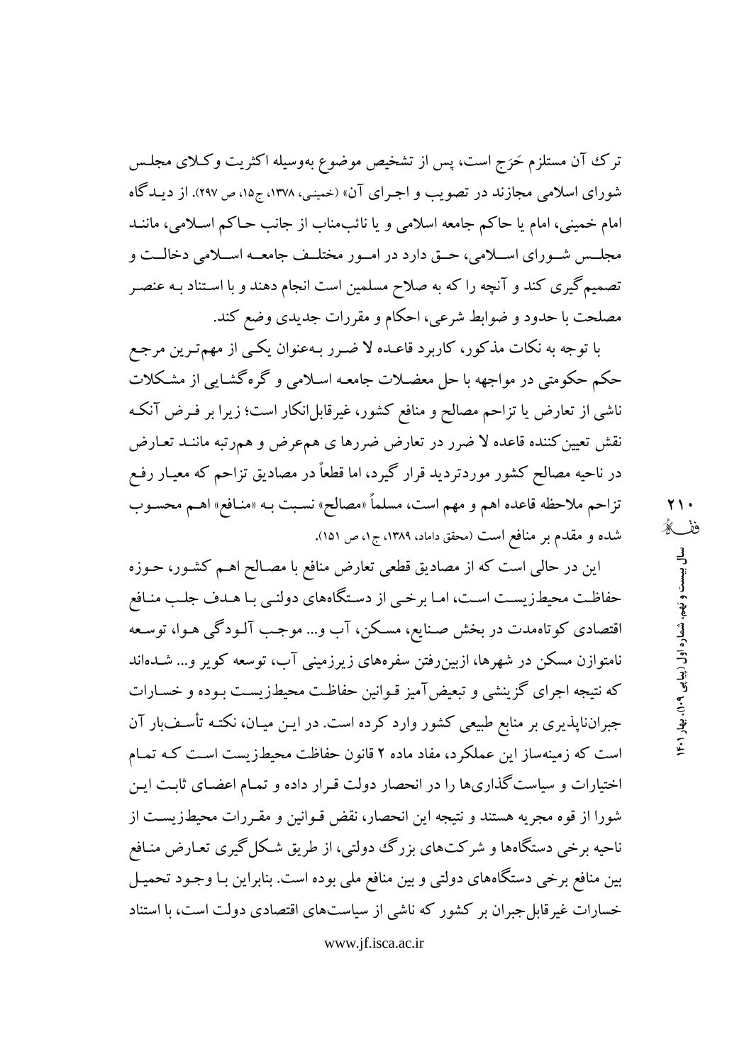ترک آن مستلزم حَرَج است، پس از تشخیص موضوع به‌وسیله اکثریت وکلای مجلس شورای اسلامی مجازند در تصویب و اجرای آن» (خمینی، ۱۳۷۸، ج۱۵، ص ۲۹۷). از دیدگاه امام خمینی، امام یا حاکم جامعه اسلامی و یا نائب‌مناب از جانب حاکم اسلامی، مانند مجلس شورای اسلامی، حق دارد در امور مختلف جامعه اسلامی دخالت و تصمیم‌گیری کند و آنچه را که به صلاح مسلمین است انجام دهند و با استناد به عنصر مصلحت با حدود و ضوابط شرعی، احکام و مقررات جدیدی وضع کند.

با توجه به نکات مذکور، کاربرد قاعده لا ضرر به‌عنوان یکی از مهم‌ترین مرجع حکم حکومتی در مواجهه با حل معضلات جامعه اسلامی و گره‌گشایی از مشکلات ناشی از تعارض یا تزاحم مصالح و منافع کشور، غیرقابل‌انکار است؛ زیرا بر فرض آنکه نقش تعیین‌کننده قاعده لا ضرر در تعارض ضررها ی هم‌عرض و هم‌رتبه مانند تعارض در ناحیه مصالح کشور موردتردید قرار گیرد، اما قطعاً در مصادیق تزاحم که معیار رفع تزاحم ملاحظه قاعده اهم و مهم است، مسلماً «مصالح» نسبت به «منافع» اهم محسوب شده و مقدم بر منافع است (محقق داماد، ۱۳۸۹، ج۱، ص ۱۵۱).

این در حالی است که از مصادیق قطعی تعارض منافع با مصالح اهم کشور، حوزه حفاظت محیط‌زیست است، اما برخی از دستگاه‌های دولتی با هدف جلب منافع اقتصادی کوتاه‌مدت در بخش صنایع، مسکن، آب و... موجب آلودگی هوا، توسعه نامتوازن مسکن در شهرها، ازبین‌رفتن سفره‌های زیرزمینی آب، توسعه کویر و... شده‌اند که نتیجه اجرای گزینشی و تبعیض‌آمیز قوانین حفاظت محیط‌زیست بوده و خسارات جبران‌ناپذیری بر منابع طبیعی کشور وارد کرده است. در این میان، نکته تأسف‌بار آن است که زمینه‌ساز این عملکرد، مفاد ماده ۲ قانون حفاظت محیط‌زیست است که تمام اختیارات و سیاست‌گذاری‌ها را در انحصار دولت قرار داده و تمام اعضای ثابت این شورا از قوه مجریه هستند و نتیجه این انحصار، نقض قوانین و مقررات محیط‌زیست از ناحیه برخی دستگاه‌ها و شرکت‌های بزرگ دولتی، از طریق شکل‌گیری تعارض منافع بین منافع برخی دستگاه‌های دولتی و بین منافع ملی بوده است. بنابراین با وجود تحمیل خسارات غیرقابل‌جبران بر کشور که ناشی از سیاست‌های اقتصادی دولت است، با استناد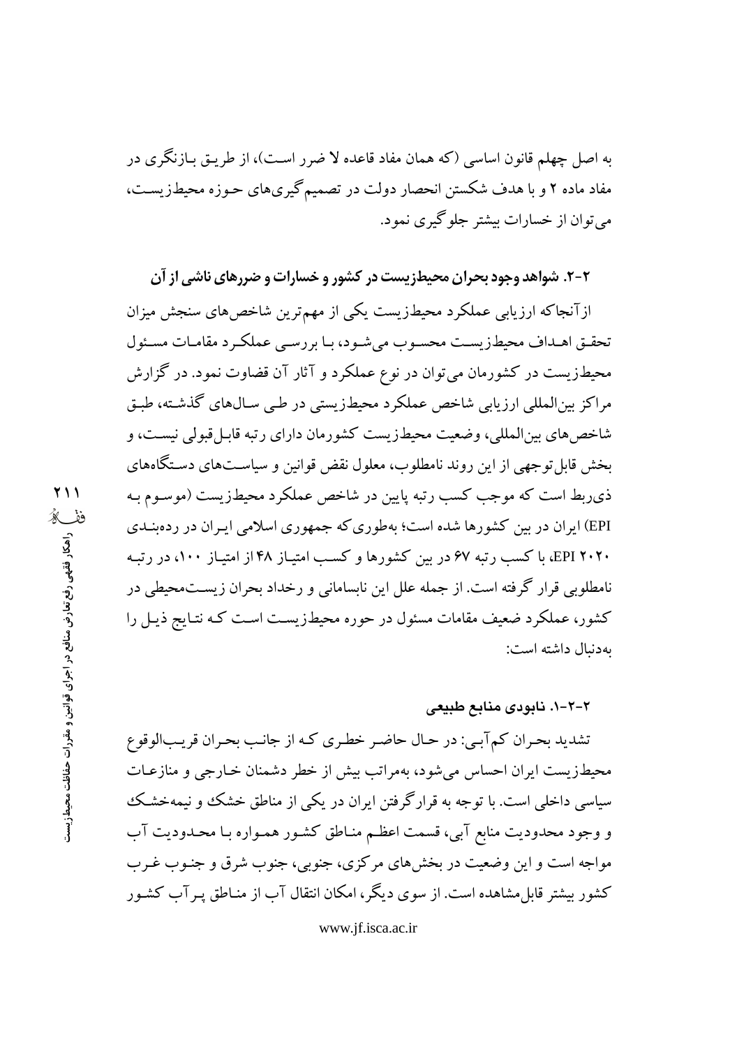به اصل چهلم قانون اساسی (که همان مفاد قاعده لا ضرر است)، از طریق بازنگری در مفاد ماده ۲ و با هدف شکستن انحصار دولت در تصمیم‌گیری‌های حوزه محیط‌زیست، می‌توان از خسارات بیشتر جلوگیری نمود.

### ۲-۲. شواهد وجود بحران محیط‌زیست در کشور و خسارات و ضررهای ناشی از آن

ازآنجاکه ارزیابی عملکرد محیط‌زیست یکی از مهم‌ترین شاخص‌های سنجش میزان تحقق اهداف محیط‌زیست محسوب می‌شود، با بررسی عملکرد مقامات مسئول محیط‌زیست در کشورمان می‌توان در نوع عملکرد و آثار آن قضاوت نمود. در گزارش مراکز بین‌المللی ارزیابی شاخص عملکرد محیط‌زیستی در طی سال‌های گذشته، طبق شاخص‌های بین‌المللی، وضعیت محیط‌زیست کشورمان دارای رتبه قابل‌قبولی نیست، و بخش قابل‌توجهی از این روند نامطلوب، معلول نقض قوانین و سیاست‌های دستگاه‌های ذی‌ربط است که موجب کسب رتبه پایین در شاخص عملکرد محیط‌زیست (موسوم به EPI) ایران در بین کشورها شده است؛ به‌طوری‌که جمهوری اسلامی ایران در رده‌بندی EPI ۲۰۲۰، با کسب رتبه ۶۷ در بین کشورها و کسب امتیاز ۴۸ از امتیاز ۱۰۰، در رتبه نامطلوبی قرار گرفته است. از جمله علل این نابسامانی و رخداد بحران زیست‌محیطی در کشور، عملکرد ضعیف مقامات مسئول در حوره محیط‌زیست است که نتایج ذیل را به‌دنبال داشته است:

#### ۲-۲-۱. نابودی منابع طبیعی

تشدید بحران کم‌آبی: در حال حاضر خطری که از جانب بحران قریب‌الوقوع محیط‌زیست ایران احساس می‌شود، به‌مراتب بیش از خطر دشمنان خارجی و منازعات سیاسی داخلی است. با توجه به قرارگرفتن ایران در یکی از مناطق خشک و نیمه‌خشک و وجود محدودیت منابع آبی، قسمت اعظم مناطق کشور همواره با محدودیت آب مواجه است و این وضعیت در بخش‌های مرکزی، جنوبی، جنوب شرق و جنوب غرب کشور بیشتر قابل‌مشاهده است. از سوی دیگر، امکان انتقال آب از مناطق پرآب کشور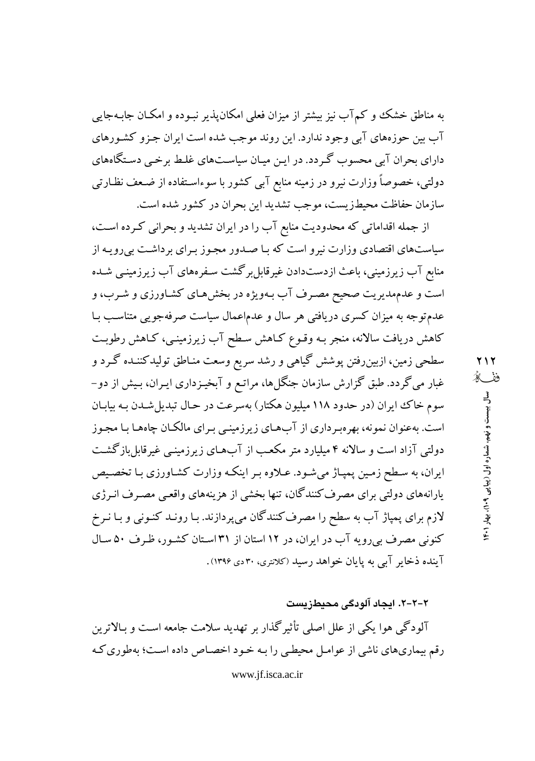به مناطق خشک و کم‌آب نیز بیشتر از میزان فعلی امکان‌پذیر نبوده و امکان جابه‌جایی آب بین حوزه‌های آبی وجود ندارد. این روند موجب شده است ایران جزو کشورهای دارای بحران آبی محسوب گردد. در این میان سیاست‌های غلط برخی دستگاه‌های دولتی، خصوصاً وزارت نیرو در زمینه منابع آبی کشور با سوءاستفاده از ضعف نظارتی سازمان حفاظت محیط‌زیست، موجب تشدید این بحران در کشور شده است.

از جمله اقداماتی که محدودیت منابع آب را در ایران تشدید و بحرانی کرده است، سیاست‌های اقتصادی وزارت نیرو است که با صدور مجوز برای برداشت بی‌رویه از منابع آب زیرزمینی، باعث ازدست‌دادن غیرقابل‌برگشت سفره‌های آب زیرزمینی شده است و عدم‌مدیریت صحیح مصرف آب به‌ویژه در بخش‌های کشاورزی و شرب، و عدم‌توجه به میزان کسری دریافتی هر سال و عدم‌اعمال سیاست صرفه‌جویی متناسب با کاهش دریافت سالانه، منجر به وقوع کاهش سطح آب زیرزمینی، کاهش رطوبت سطحی زمین، ازبین‌رفتن پوشش گیاهی و رشد سریع وسعت مناطق تولیدکننده گرد و غبار می‌گردد. طبق گزارش سازمان جنگل‌ها، مراتع و آبخیزداری ایران، بیش از دو-سوم خاک ایران (در حدود ۱۱۸ میلیون هکتار) به‌سرعت در حال تبدیل‌شدن به بیابان است. به‌عنوان نمونه، بهره‌برداری از آب‌های زیرزمینی برای مالکان چاه‌ها با مجوز دولتی آزاد است و سالانه ۴ میلیارد متر مکعب از آب‌های زیرزمینی غیرقابل‌بازگشت ایران، به سطح زمین پمپاژ می‌شود. علاوه بر اینکه وزارت کشاورزی با تخصیص یارانه‌های دولتی برای مصرف‌کنندگان، تنها بخشی از هزینه‌های واقعی مصرف انرژی لازم برای پمپاژ آب به سطح را به مصرف‌کنندگان می‌پردازند. با روند کنونی و با نرخ کنونی مصرف بی‌رویه آب در ایران، در ۱۲ استان از ۳۱ استان کشور، ظرف ۵۰ سال آینده ذخایر آبی به پایان خواهد رسید (کلانتری، ۳۰ دی ۱۳۹۶).

### ۲-۲-۲. ایجاد آلودگی محیط‌زیست

آلودگی هوا یکی از علل اصلی تأثیرگذار بر تهدید سلامت جامعه است و بالاترین رقم بیماری‌های ناشی از عوامل محیطی را به خود اختصاص داده است؛ به‌طوری‌که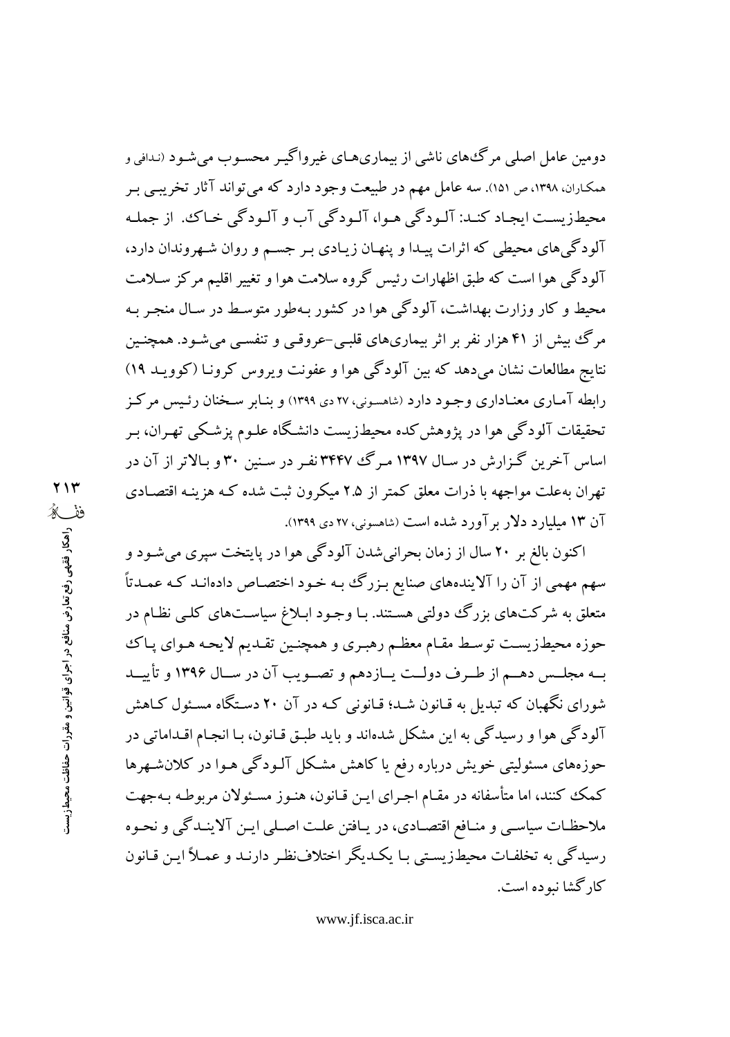دومین عامل اصلی مرگ‌های ناشی از بیماری‌های غیرواگیر محسوب می‌شود (ندافی و همکاران، ۱۳۹۸، ص ۱۵۱). سه عامل مهم در طبیعت وجود دارد که می‌تواند آثار تخریبی بر محیط‌زیست ایجاد کند: آلودگی هوا، آلودگی آب و آلودگی خاک. از جمله آلودگی‌های محیطی که اثرات پیدا و پنهان زیادی بر جسم و روان شهروندان دارد، آلودگی هوا است که طبق اظهارات رئیس گروه سلامت هوا و تغییر اقلیم مرکز سلامت محیط و کار وزارت بهداشت، آلودگی هوا در کشور به‌طور متوسط در سال منجر به مرگ بیش از ۴۱ هزار نفر بر اثر بیماری‌های قلبی-عروقی و تنفسی می‌شود. همچنین نتایج مطالعات نشان می‌دهد که بین آلودگی هوا و عفونت ویروس کرونا (کووید ۱۹) رابطه آماری معناداری وجود دارد (شاهسونی، ۲۷ دی ۱۳۹۹) و بنابر سخنان رئیس مرکز تحقیقات آلودگی هوا در پژوهش‌کده محیط‌زیست دانشگاه علوم پزشکی تهران، بر اساس آخرین گزارش در سال ۱۳۹۷ مرگ ۳۴۴۷ نفر در سنین ۳۰ و بالاتر از آن در تهران به‌علت مواجهه با ذرات معلق کمتر از ۲.۵ میکرون ثبت شده که هزینه اقتصادی آن ۱۳ میلیارد دلار برآورد شده است (شاهسونی، ۲۷ دی ۱۳۹۹).

اکنون بالغ بر ۲۰ سال از زمان بحرانی‌شدن آلودگی هوا در پایتخت سپری می‌شود و سهم مهمی از آن را آلاینده‌های صنایع بزرگ به خود اختصاص داده‌اند که عمدتاً متعلق به شرکت‌های بزرگ دولتی هستند. با وجود ابلاغ سیاست‌های کلی نظام در حوزه محیط‌زیست توسط مقام معظم رهبری و همچنین تقدیم لایحه هوای پاک به مجلس دهم از طرف دولت یازدهم و تصویب آن در سال ۱۳۹۶ و تأیید شورای نگهبان که تبدیل به قانون شد؛ قانونی که در آن ۲۰ دستگاه مسئول کاهش آلودگی هوا و رسیدگی به این مشکل شده‌اند و باید طبق قانون، با انجام اقداماتی در حوزه‌های مسئولیتی خویش درباره رفع یا کاهش مشکل آلودگی هوا در کلان‌شهرها کمک کنند، اما متأسفانه در مقام اجرای این قانون، هنوز مسئولان مربوطه به‌جهت ملاحظات سیاسی و منافع اقتصادی، در یافتن علت اصلی این آلایندگی و نحوه رسیدگی به تخلفات محیط‌زیستی با یکدیگر اختلاف‌نظر دارند و عملاً این قانون کارگشا نبوده است.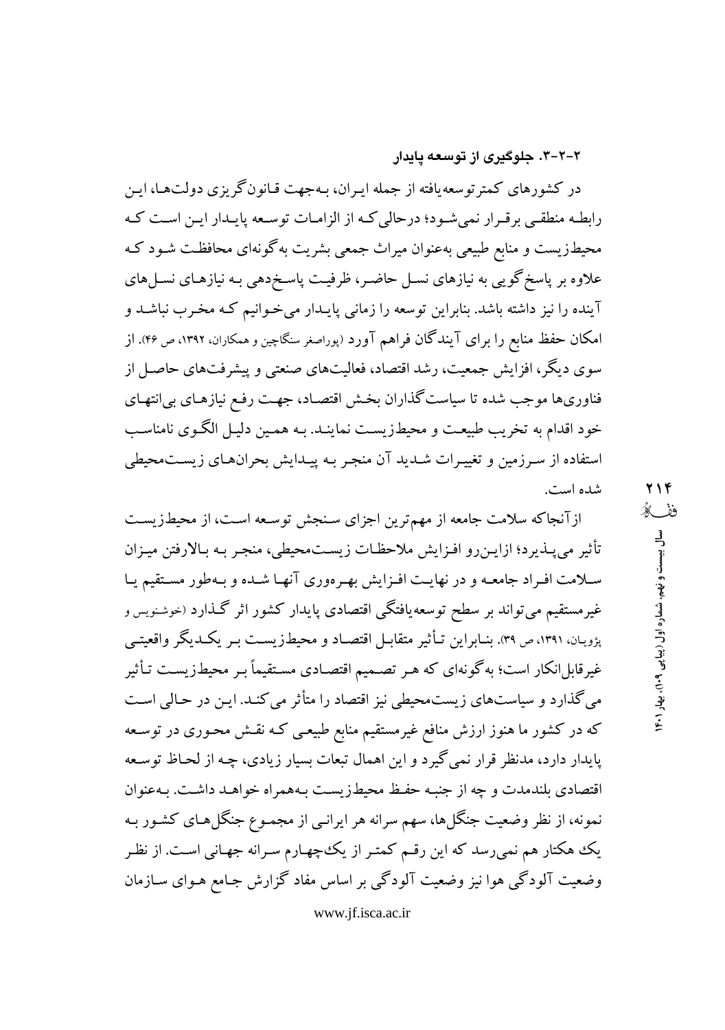### ۲-۲-۳. جلوگیری از توسعه پایدار

در کشورهای کمترتوسعه‌یافته از جمله ایران، به‌جهت قانون‌گریزی دولت‌ها، این رابطه منطقی برقرار نمی‌شود؛ درحالی‌که از الزامات توسعه پایدار این است که محیط‌زیست و منابع طبیعی به‌عنوان میراث جمعی بشریت به‌گونه‌ای محافظت شود که علاوه بر پاسخ‌گویی به نیازهای نسل حاضر، ظرفیت پاسخ‌دهی به نیازهای نسل‌های آینده را نیز داشته باشد. بنابراین توسعه را زمانی پایدار می‌خوانیم که مخرب نباشد و امکان حفظ منابع را برای آیندگان فراهم آورد (پوراصغر سنگاچین و همکاران، ۱۳۹۲، ص ۴۶). از سوی دیگر، افزایش جمعیت، رشد اقتصاد، فعالیت‌های صنعتی و پیشرفت‌های حاصل از فناوری‌ها موجب شده تا سیاست‌گذاران بخش اقتصاد، جهت رفع نیازهای بی‌انتهای خود اقدام به تخریب طبیعت و محیط‌زیست نمایند. به همین دلیل الگوی نامناسب استفاده از سرزمین و تغییرات شدید آن منجر به پیدایش بحران‌های زیست‌محیطی شده است.

ازآنجاکه سلامت جامعه از مهم‌ترین اجزای سنجش توسعه است، از محیط‌زیست تأثیر می‌پذیرد؛ ازاین‌رو افزایش ملاحظات زیست‌محیطی، منجر به بالارفتن میزان سلامت افراد جامعه و در نهایت افزایش بهره‌وری آنها شده و به‌طور مستقیم یا غیرمستقیم می‌تواند بر سطح توسعه‌یافتگی اقتصادی پایدار کشور اثر گذارد (خوشنویس و پژویان، ۱۳۹۱، ص ۳۹). بنابراین تأثیر متقابل اقتصاد و محیط‌زیست بر یکدیگر واقعیتی غیرقابل‌انکار است؛ به‌گونه‌ای که هر تصمیم اقتصادی مستقیماً بر محیط‌زیست تأثیر می‌گذارد و سیاست‌های زیست‌محیطی نیز اقتصاد را متأثر می‌کند. این در حالی است که در کشور ما هنوز ارزش منافع غیرمستقیم منابع طبیعی که نقش محوری در توسعه پایدار دارد، مدنظر قرار نمی‌گیرد و این اهمال تبعات بسیار زیادی، چه از لحاظ توسعه اقتصادی بلندمدت و چه از جنبه حفظ محیط‌زیست به‌همراه خواهد داشت. به‌عنوان نمونه، از نظر وضعیت جنگل‌ها، سهم سرانه هر ایرانی از مجموع جنگل‌های کشور به یک هکتار هم نمی‌رسد که این رقم کمتر از یک‌چهارم سرانه جهانی است. از نظر وضعیت آلودگی هوا نیز وضعیت آلودگی بر اساس مفاد گزارش جامع هوای سازمان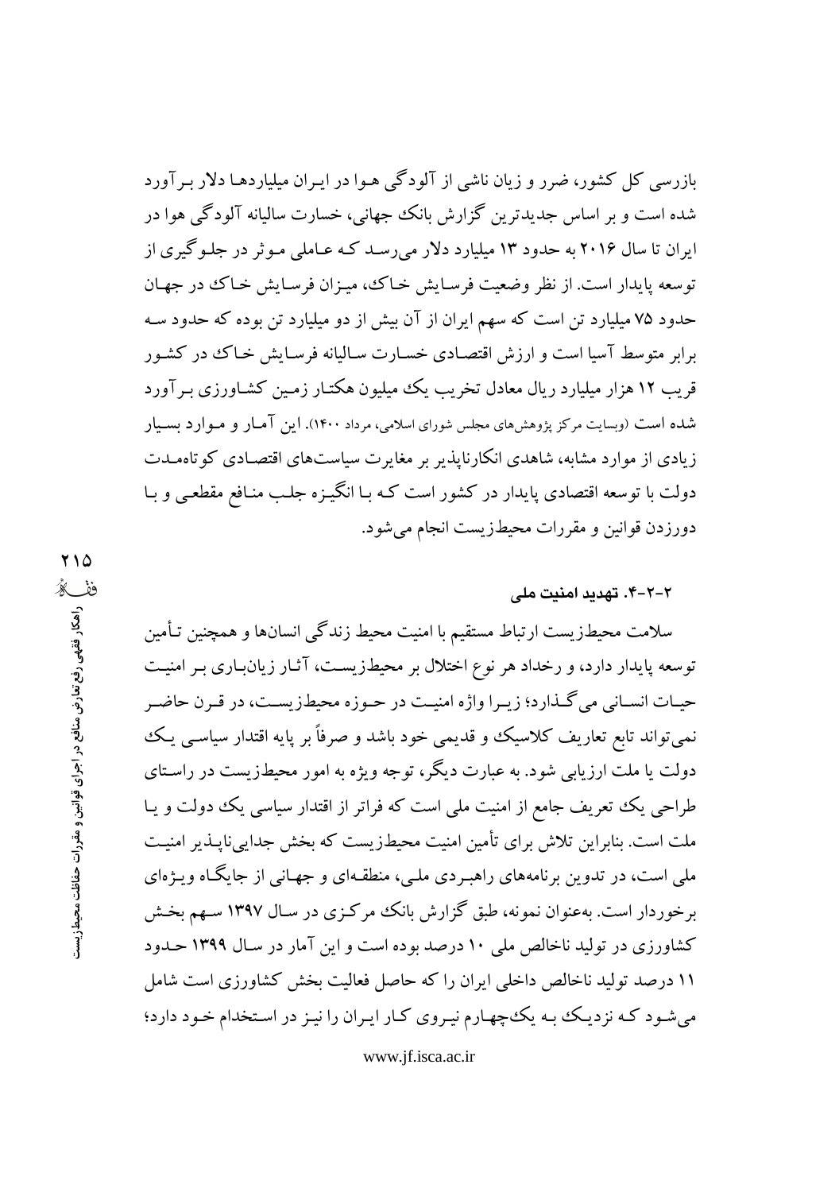بازرسی کل کشور، ضرر و زیان ناشی از آلودگی هوا در ایران میلیاردها دلار برآورد شده است و بر اساس جدیدترین گزارش بانک جهانی، خسارت سالیانه آلودگی هوا در ایران تا سال ۲۰۱۶ به حدود ۱۳ میلیارد دلار می‌رسد که عاملی موثر در جلوگیری از توسعه پایدار است. از نظر وضعیت فرسایش خاک، میزان فرسایش خاک در جهان حدود ۷۵ میلیارد تن است که سهم ایران از آن بیش از دو میلیارد تن بوده که حدود سه برابر متوسط آسیا است و ارزش اقتصادی خسارت سالیانه فرسایش خاک در کشور قریب ۱۲ هزار میلیارد ریال معادل تخریب یک میلیون هکتار زمین کشاورزی برآورد شده است (وبسایت مرکز پژوهش‌های مجلس شورای اسلامی، مرداد ۱۴۰۰). این آمار و موارد بسیار زیادی از موارد مشابه، شاهدی انکارناپذیر بر مغایرت سیاست‌های اقتصادی کوتاه‌مدت دولت با توسعه اقتصادی پایدار در کشور است که با انگیزه جلب منافع مقطعی و با دورزدن قوانین و مقررات محیط‌زیست انجام می‌شود.

### ۲-۲-۴. تهدید امنیت ملی

سلامت محیط‌زیست ارتباط مستقیم با امنیت محیط زندگی انسان‌ها و همچنین تأمین توسعه پایدار دارد، و رخداد هر نوع اختلال بر محیط‌زیست، آثار زیان‌باری بر امنیت حیات انسانی می‌گذارد؛ زیرا واژه امنیت در حوزه محیط‌زیست، در قرن حاضر نمی‌تواند تابع تعاریف کلاسیک و قدیمی خود باشد و صرفاً بر پایه اقتدار سیاسی یک دولت یا ملت ارزیابی شود. به عبارت دیگر، توجه ویژه به امور محیط‌زیست در راستای طراحی یک تعریف جامع از امنیت ملی است که فراتر از اقتدار سیاسی یک دولت و یا ملت است. بنابراین تلاش برای تأمین امنیت محیط‌زیست که بخش جدایی‌ناپذیر امنیت ملی است، در تدوین برنامه‌های راهبردی ملی، منطقه‌ای و جهانی از جایگاه ویژه‌ای برخوردار است. به‌عنوان نمونه، طبق گزارش بانک مرکزی در سال ۱۳۹۷ سهم بخش کشاورزی در تولید ناخالص ملی ۱۰ درصد بوده است و این آمار در سال ۱۳۹۹ حدود ۱۱ درصد تولید ناخالص داخلی ایران را که حاصل فعالیت بخش کشاورزی است شامل می‌شود که نزدیک به یک‌چهارم نیروی کار ایران را نیز در استخدام خود دارد؛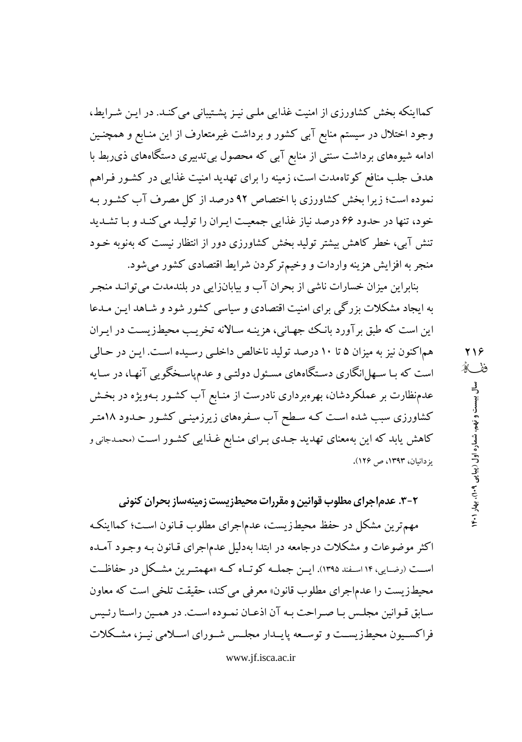کمااینکه بخش کشاورزی از امنیت غذایی ملی نیز پشتیبانی می‌کند. در این شرایط، وجود اختلال در سیستم منابع آبی کشور و برداشت غیرمتعارف از این منابع و همچنین ادامه شیوه‌های برداشت سنتی از منابع آبی که محصول بی‌تدبیری دستگاه‌های ذی‌ربط با هدف جلب منافع کوتاه‌مدت است، زمینه را برای تهدید امنیت غذایی در کشور فراهم نموده است؛ زیرا بخش کشاورزی با اختصاص ۹۲ درصد از کل مصرف آب کشور به خود، تنها در حدود ۶۶ درصد نیاز غذایی جمعیت ایران را تولید می‌کند و با تشدید تنش آبی، خطر کاهش بیشتر تولید بخش کشاورزی دور از انتظار نیست که به‌نوبه خود منجر به افزایش هزینه واردات و وخیم‌ترکردن شرایط اقتصادی کشور می‌شود.

بنابراین میزان خسارات ناشی از بحران آب و بیابان‌زایی در بلندمدت می‌تواند منجر به ایجاد مشکلات بزرگی برای امنیت اقتصادی و سیاسی کشور شود و شاهد این مدعا این است که طبق برآورد بانک جهانی، هزینه سالانه تخریب محیط‌زیست در ایران هم‌اکنون نیز به میزان ۵ تا ۱۰ درصد تولید ناخالص داخلی رسیده است. این در حالی است که با سهل‌انگاری دستگاه‌های مسئول دولتی و عدم‌پاسخگویی آنها، در سایه عدم‌نظارت بر عملکردشان، بهره‌برداری نادرست از منابع آب کشور به‌ویژه در بخش کشاورزی سبب شده است که سطح آب سفره‌های زیرزمینی کشور حدود ۱۸متر کاهش یابد که این به‌معنای تهدید جدی برای منابع غذایی کشور است (محمدجانی و یزدانیان، ۱۳۹۳، ص ۱۲۶).

## ۲-۳. عدم‌اجرای مطلوب قوانین و مقررات محیط‌زیست زمینه‌ساز بحران کنونی

مهم‌ترین مشکل در حفظ محیط‌زیست، عدم‌اجرای مطلوب قانون است؛ کمااینکه اکثر موضوعات و مشکلات درجامعه در ابتدا به‌دلیل عدم‌اجرای قانون به وجود آمده است (رضایی، ۱۴ اسفند ۱۳۹۵). این جمله کوتاه که «مهمترین مشکل در حفاظت محیط‌زیست را عدم‌اجرای مطلوب قانون» معرفی می‌کند، حقیقت تلخی است که معاون سابق قوانین مجلس با صراحت به آن اذعان نموده است. در همین راستا رئیس فراکسیون محیط‌زیست و توسعه پایدار مجلس شورای اسلامی نیز، مشکلات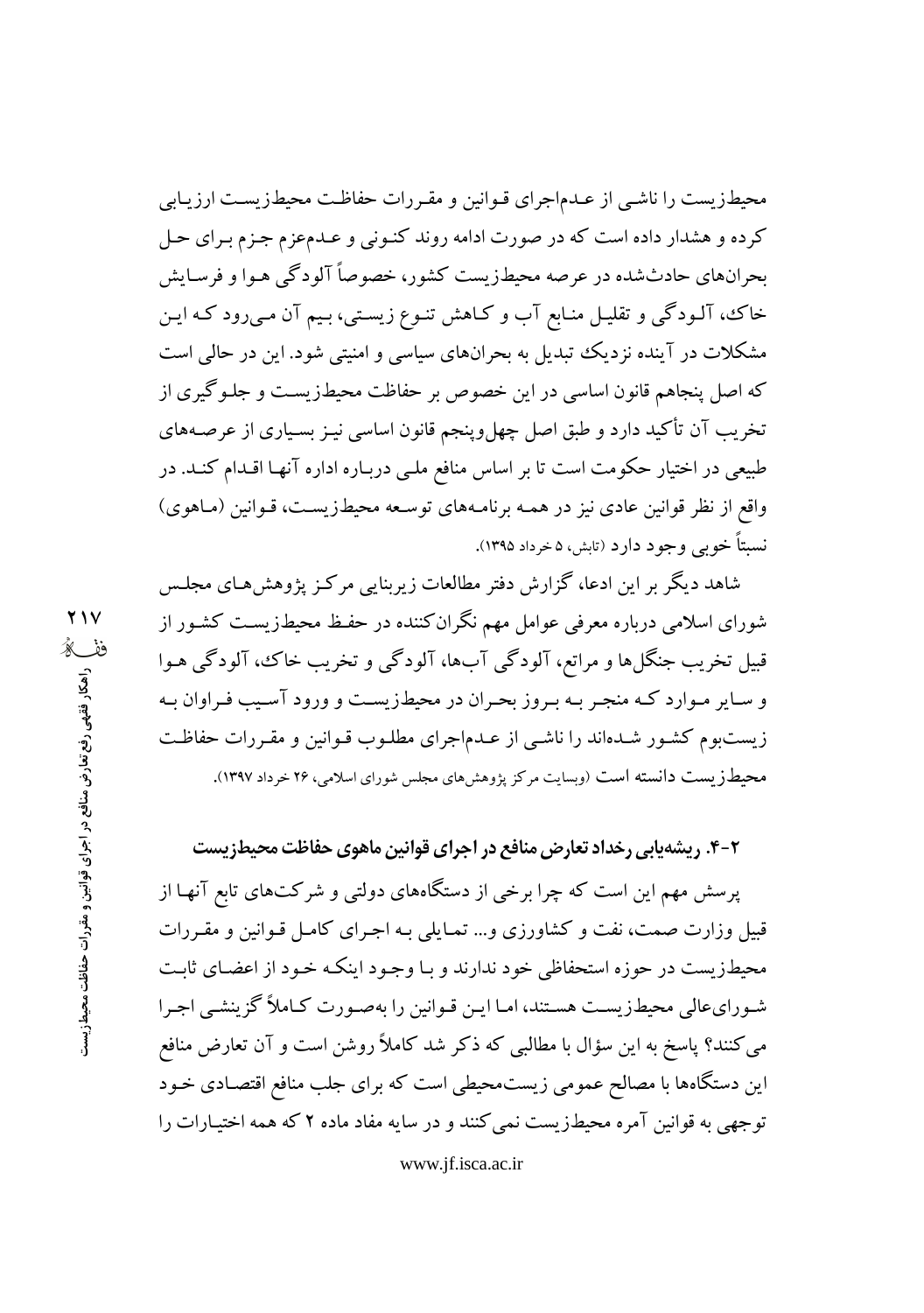محیط‌زیست را ناشی از عدم‌اجرای قوانین و مقررات حفاظت محیط‌زیست ارزیابی کرده و هشدار داده است که در صورت ادامه روند کنونی و عدم‌عزم جزم برای حل بحران‌های حادث‌شده در عرصه محیط‌زیست کشور، خصوصاً آلودگی هوا و فرسایش خاک، آلودگی و تقلیل منابع آب و کاهش تنوع زیستی، بیم آن می‌رود که این مشکلات در آینده نزدیک تبدیل به بحران‌های سیاسی و امنیتی شود. این در حالی است که اصل پنجاهم قانون اساسی در این خصوص بر حفاظت محیط‌زیست و جلوگیری از تخریب آن تأکید دارد و طبق اصل چهل‌وپنجم قانون اساسی نیز بسیاری از عرصه‌های طبیعی در اختیار حکومت است تا بر اساس منافع ملی درباره اداره آنها اقدام کند. در واقع از نظر قوانین عادی نیز در همه برنامه‌های توسعه محیط‌زیست، قوانین (ماهوی) نسبتاً خوبی وجود دارد (تابش، ۵ خرداد ۱۳۹۵).

شاهد دیگر بر این ادعا، گزارش دفتر مطالعات زیربنایی مرکز پژوهش‌های مجلس شورای اسلامی درباره معرفی عوامل مهم نگران‌کننده در حفظ محیط‌زیست کشور از قبیل تخریب جنگل‌ها و مراتع، آلودگی آب‌ها، آلودگی و تخریب خاک، آلودگی هوا و سایر مواردی که منجر به بروز بحران در محیط‌زیست و ورود آسیب فراوان به زیست‌بوم کشور شده‌اند را ناشی از عدم‌اجرای مطلوب قوانین و مقررات حفاظت محیط‌زیست دانسته است (وبسایت مرکز پژوهش‌های مجلس شورای اسلامی، ۲۶ خرداد ۱۳۹۷).

### ۲-۴. ریشه‌یابی رخداد تعارض منافع در اجرای قوانین ماهوی حفاظت محیط‌زیست

پرسش مهم این است که چرا برخی از دستگاه‌های دولتی و شرکت‌های تابع آنها از قبیل وزارت صمت، نفت و کشاورزی و... تمایلی به اجرای کامل قوانین و مقررات محیط‌زیست در حوزه استحفاظی خود ندارند و با وجود اینکه خود از اعضای ثابت شورای‌عالی محیط‌زیست هستند، اما این قوانین را به‌صورت کاملاً گزینشی اجرا می‌کنند؟ پاسخ به این سؤال با مطالبی که ذکر شد کاملاً روشن است و آن تعارض منافع این دستگاه‌ها با مصالح عمومی زیست‌محیطی است که برای جلب منافع اقتصادی خود توجهی به قوانین آمره محیط‌زیست نمی‌کنند و در سایه مفاد ماده ۲ که همه اختیارات را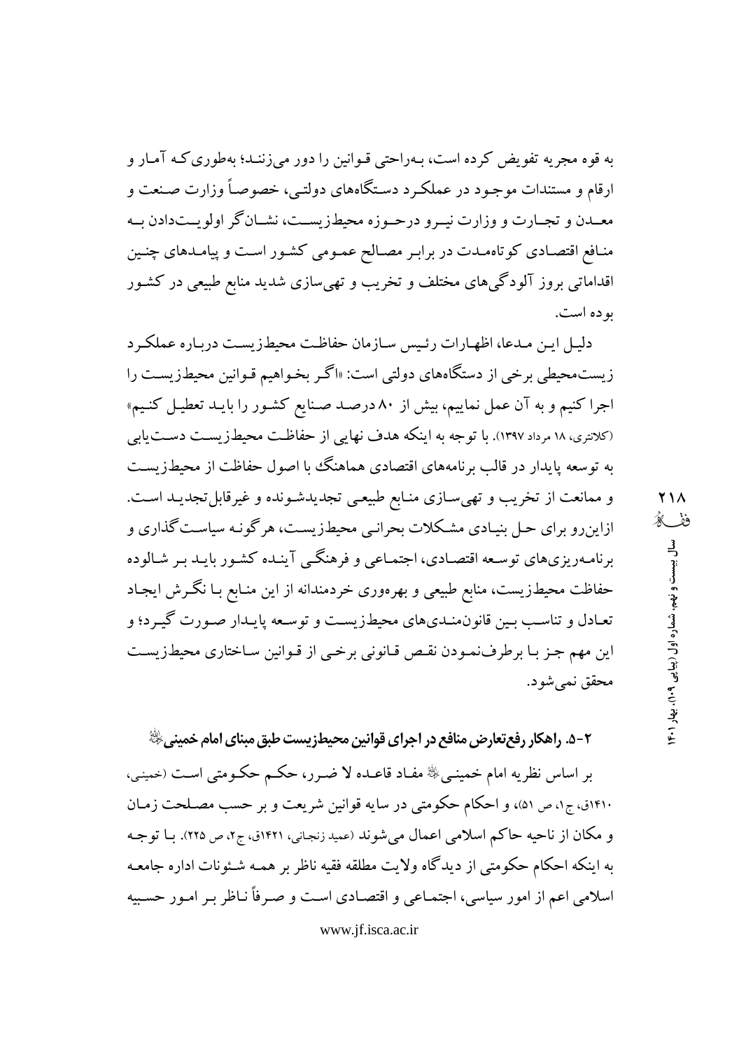به قوه مجریه تفویض کرده است، به‌راحتی قوانین را دور می‌زنند؛ به‌طوری‌که آمار و ارقام و مستندات موجود در عملکرد دستگاه‌های دولتی، خصوصاً وزارت صنعت و معدن و تجارت و وزارت نیرو درحوزه محیط‌زیست، نشان‌گر اولویت‌دادن به منافع اقتصادی کوتاه‌مدت در برابر مصالح عمومی کشور است و پیامدهای چنین اقداماتی بروز آلودگی‌های مختلف و تخریب و تهی‌سازی شدید منابع طبیعی در کشور بوده است.

دلیل این مدعا، اظهارات رئیس سازمان حفاظت محیط‌زیست درباره عملکرد زیست‌محیطی برخی از دستگاه‌های دولتی است: «اگر بخواهیم قوانین محیط‌زیست را اجرا کنیم و به آن عمل نماییم، بیش از ۸۰ درصد صنایع کشور را باید تعطیل کنیم» (کلانتری، ۱۸ مرداد ۱۳۹۷). با توجه به اینکه هدف نهایی از حفاظت محیط‌زیست دست‌یابی به توسعه پایدار در قالب برنامه‌های اقتصادی هماهنگ با اصول حفاظت از محیط‌زیست و ممانعت از تخریب و تهی‌سازی منابع طبیعی تجدیدشونده و غیرقابل‌تجدید است. ازاین‌رو برای حل بنیادی مشکلات بحرانی محیط‌زیست، هرگونه سیاست‌گذاری و برنامه‌ریزی‌های توسعه اقتصادی، اجتماعی و فرهنگی آینده کشور باید بر شالوده حفاظت محیط‌زیست، منابع طبیعی و بهره‌وری خردمندانه از این منابع با نگرش ایجاد تعادل و تناسب بین قانون‌مندی‌های محیط‌زیست و توسعه پایدار صورت گیرد؛ و این مهم جز با برطرف‌نمودن نقص قانونی برخی از قوانین ساختاری محیط‌زیست محقق نمی‌شود.

### ۵-۲. راهکار رفع‌تعارض منافع در اجرای قوانین محیط‌زیست طبق مبنای امام خمینی

بر اساس نظریه امام خمینی مفاد قاعده لا ضرر، حکم حکومتی است (خمینی، ۱۴۱۰ق، ج۱، ص ۵۱)، و احکام حکومتی در سایه قوانین شریعت و بر حسب مصلحت زمان و مکان از ناحیه حاکم اسلامی اعمال می‌شوند (عمید زنجانی، ۱۴۲۱ق، ج۲، ص ۲۲۵). با توجه به اینکه احکام حکومتی از دیدگاه ولایت مطلقه فقیه ناظر بر همه شئونات اداره جامعه اسلامی اعم از امور سیاسی، اجتماعی و اقتصادی است و صرفاً ناظر بر امور حسبیه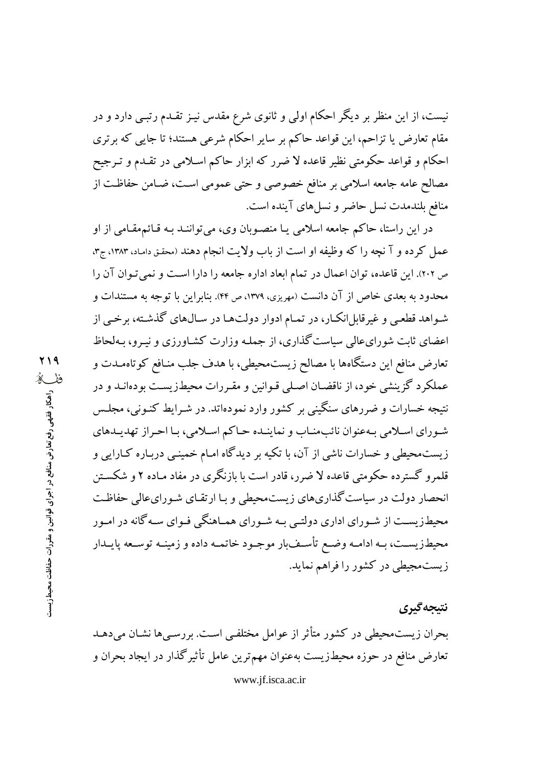نیست، از این منظر بر دیگر احکام اولی و ثانوی شرع مقدس نیـز تقـدم رتبـی دارد و در مقام تعارض یا تزاحم، این قواعد حاکم بر سایر احکام شرعی هستند؛ تا جایی که برتری احکام و قواعد حکومتی نظیر قاعده لا ضرر که ابزار حاکم اسـلامی در تقـدم و تـرجیح مصالح عامه جامعه اسلامی بر منافع خصوصی و حتی عمومی اسـت، ضـامن حفاظـت از منافع بلندمدت نسل حاضر و نسل‌های آینده است.

در این راستا، حاکم جامعه اسلامی یـا منصـوبان وی، می‌تواننـد بـه قـائم‌مقـامی از او عمل کرده و آ نچه را که وظیفه او است از باب ولایت انجام دهند (محقق داماد، ۱۳۸۳، ج۳، ص ۲۰۲). این قاعده، توان اعمال در تمام ابعاد اداره جامعه را دارا اسـت و نمی‌تـوان آن را محدود به بعدی خاص از آن دانست (مهریزی، ۱۳۷۹، ص ۴۴). بنابراین با توجه به مستندات و شـواهد قطعـی و غیرقابل‌انکـار، در تمـام ادوار دولت‌هـا در سـال‌های گذشـته، برخـی از اعضای ثابت شورای‌عالی سیاست‌گذاری، از جملـه وزارت کشـاورزی و نیـرو، بـه‌لحاظ تعارض منافع این دستگاه‌ها با مصالح زیست‌محیطی، با هدف جلب منـافع کوتاه‌مـدت و عملکرد گزینشی خود، از ناقضـان اصـلی قـوانین و مقـررات محیط‌زیسـت بوده‌انـد و در نتیجه خسارات و ضررهای سنگینی بر کشور وارد نموده‌اند. در شـرایط کنـونی، مجلـس شـورای اسـلامی بـه‌عنوان نائب‌منـاب و نماینـده حـاکم اسـلامی، بـا احـراز تهدیـدهای زیست‌محیطی و خسارات ناشی از آن، با تکیه بر دیدگاه امـام خمینـی دربـاره کـارایی و قلمرو گسترده حکومتی قاعده لا ضرر، قادر است با بازنگری در مفاد مـاده ۲ و شکسـتن انحصار دولت در سیاست‌گذاری‌های زیست‌محیطی و بـا ارتقـای شـورای‌عالی حفاظـت محیط‌زیسـت از شـورای اداری دولتـی بـه شـورای همـاهنگی قـوای سـه‌گانه در امـور محیط‌زیسـت، بـه ادامـه وضـع تأسـف‌بار موجـود خاتمـه داده و زمینـه توسـعه پایـدار زیست‌محیطی در کشور را فراهم نماید.

## نتیجه‌گیری

بحران زیست‌محیطی در کشور متأثر از عوامل مختلفـی اسـت. بررسـی‌ها نشـان می‌دهـد تعارض منافع در حوزه محیط‌زیست به‌عنوان مهم‌ترین عامل تأثیرگذار در ایجاد بحران و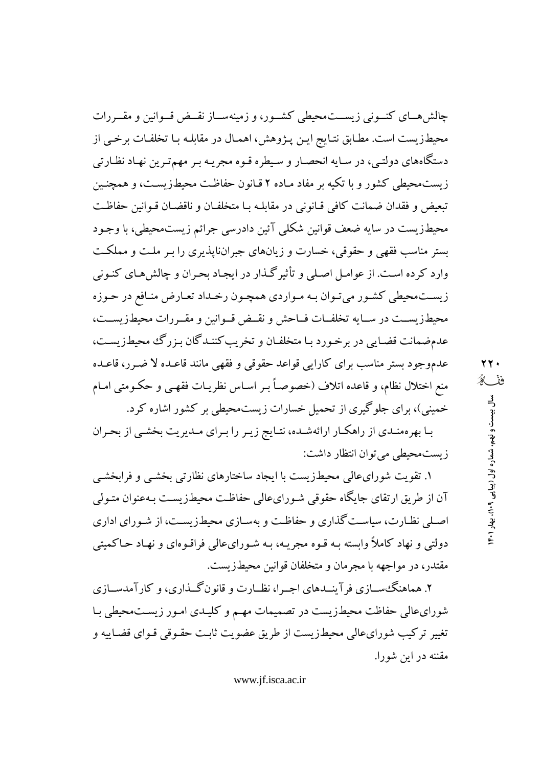چالش‌های کنونی زیست‌محیطی کشور، و زمینه‌ساز نقض قوانین و مقررات محیط‌زیست است. مطابق نتایج این پژوهش، اهمال در مقابله با تخلفات برخی از دستگاه‌های دولتی، در سایه انحصار و سیطره قوه مجریه بر مهم‌ترین نهاد نظارتی زیست‌محیطی کشور و با تکیه بر مفاد ماده ۲ قانون حفاظت محیط‌زیست، و همچنین تبعیض و فقدان ضمانت کافی قانونی در مقابله با متخلفان و ناقضان قوانین حفاظت محیط‌زیست در سایه ضعف قوانین شکلی آئین دادرسی جرائم زیست‌محیطی، با وجود بستر مناسب فقهی و حقوقی، خسارت و زیان‌های جبران‌ناپذیری را بر ملت و مملکت وارد کرده است. از عوامل اصلی و تأثیرگذار در ایجاد بحران و چالش‌های کنونی زیست‌محیطی کشور می‌توان به مواردی همچون رخداد تعارض منافع در حوزه محیط‌زیست در سایه تخلفات فاحش و نقض قوانین و مقررات محیط‌زیست، عدم‌ضمانت قضایی در برخورد با متخلفان و تخریب‌کنندگان بزرگ محیط‌زیست، عدم‌وجود بستر مناسب برای کارایی قواعد حقوقی و فقهی مانند قاعده لا ضرر، قاعده منع اختلال نظام، و قاعده اتلاف (خصوصاً بر اساس نظریات فقهی و حکومتی امام خمینی)، برای جلوگیری از تحمیل خسارات زیست‌محیطی بر کشور اشاره کرد.

با بهره‌مندی از راهکار ارائه‌شده، نتایج زیر را برای مدیریت بخشی از بحران زیست‌محیطی می‌توان انتظار داشت:

۱. تقویت شورای‌عالی محیط‌زیست با ایجاد ساختارهای نظارتی بخشی و فرابخشی آن از طریق ارتقای جایگاه حقوقی شورای‌عالی حفاظت محیط‌زیست به‌عنوان متولی اصلی نظارت، سیاست‌گذاری و حفاظت و به‌سازی محیط‌زیست، از شورای اداری دولتی و نهاد کاملاً وابسته به قوه مجریه، به شورای‌عالی فراقوه‌ای و نهاد حاکمیتی مقتدر، در مواجهه با مجرمان و متخلفان قوانین محیط‌زیست.

۲. هماهنگ‌سازی فرآیندهای اجرا، نظارت و قانون‌گذاری، و کارآمدسازی شورای‌عالی حفاظت محیط‌زیست در تصمیمات مهم و کلیدی امور زیست‌محیطی با تغییر ترکیب شورای‌عالی محیط‌زیست از طریق عضویت ثابت حقوقی قوای قضاییه و مقننه در این شورا.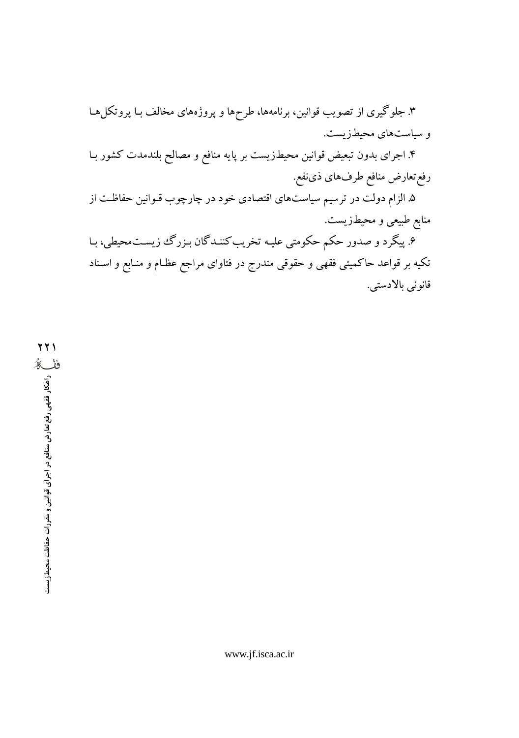۳. جلوگیری از تصویب قوانین، برنامه‌ها، طرح‌ها و پروژه‌های مخالف با پروتکل‌ها و سیاست‌های محیط‌زیست.

۴. اجرای بدون تبعیض قوانین محیط‌زیست بر پایه منافع و مصالح بلندمدت کشور با رفع‌تعارض منافع طرف‌های ذی‌نفع.

۵. الزام دولت در ترسیم سیاست‌های اقتصادی خود در چارچوب قوانین حفاظت از منابع طبیعی و محیط‌زیست.

۶. پیگرد و صدور حکم حکومتی علیه تخریب‌کنندگان بزرگ زیست‌محیطی، با تکیه بر قواعد حاکمیتی فقهی و حقوقی مندرج در فتاوای مراجع عظام و منابع و اسناد قانونی بالادستی.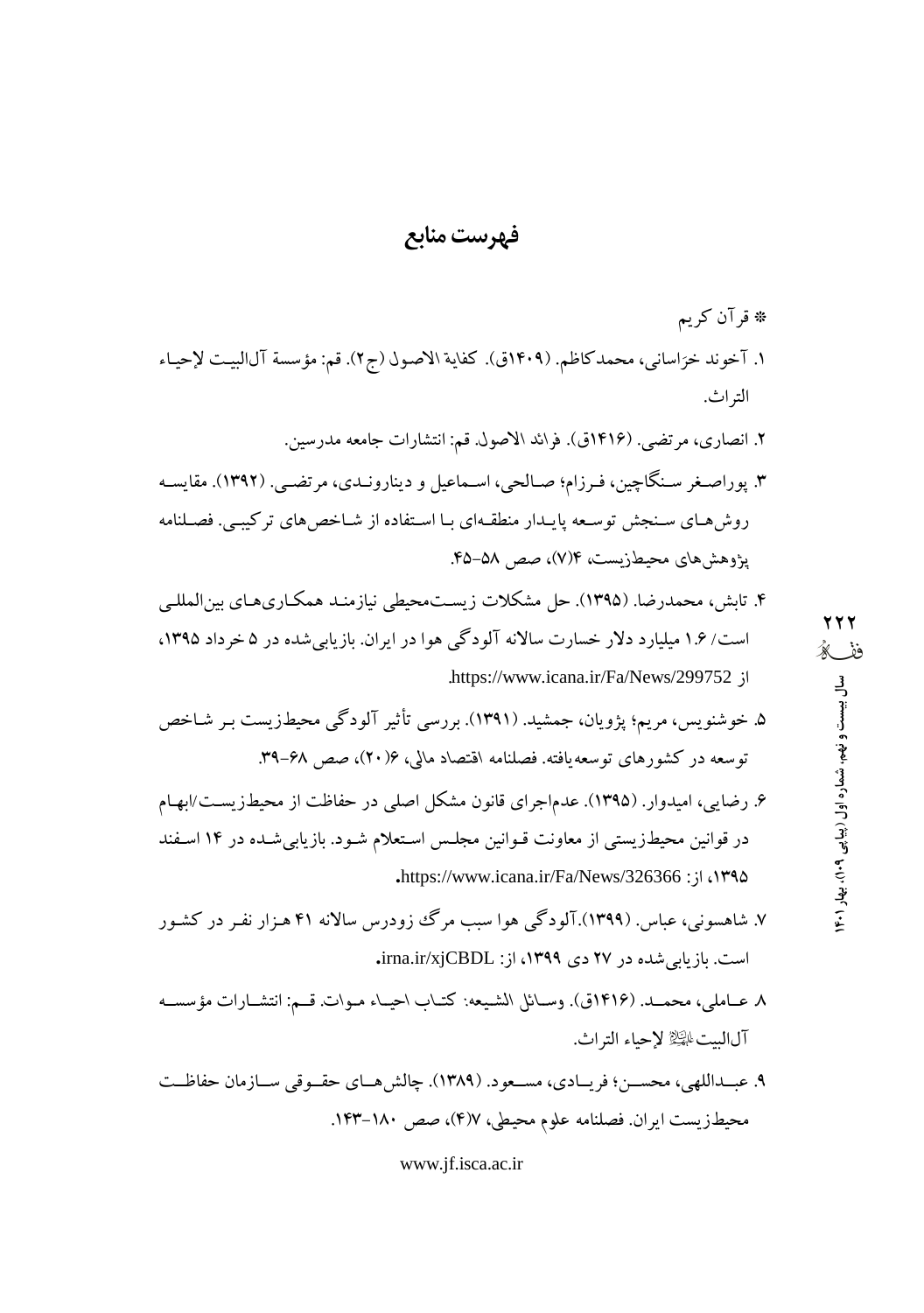# فهرست منابع

* قرآن کریم

۱. آخوند خراسانی، محمدکاظم. (۱۴۰۹ق). کفایة الاصول (ج۲). قم: مؤسسة آل‌البیت لإحیاء التراث.

۲. انصاری، مرتضی. (۱۴۱۶ق). فرائد الاصول. قم: انتشارات جامعه مدرسین.

۳. پوراصغر سنگاچین، فرزام؛ صالحی، اسماعیل و دیناروندی، مرتضی. (۱۳۹۲). مقایسه روش‌های سنجش توسعه پایدار منطقه‌ای با استفاده از شاخص‌های ترکیبی. فصلنامه پژوهش‌های محیط‌زیست، ۴(۷)، صص ۵۸-۴۵.

۴. تابش، محمدرضا. (۱۳۹۵). حل مشکلات زیست‌محیطی نیازمند همکاری‌های بین‌المللی است/ ۱.۶ میلیارد دلار خسارت سالانه آلودگی هوا در ایران. بازیابی‌شده در ۵ خرداد ۱۳۹۵، از https://www.icana.ir/Fa/News/299752.

۵. خوشنویس، مریم؛ پژویان، جمشید. (۱۳۹۱). بررسی تأثیر آلودگی محیط‌زیست بر شاخص توسعه در کشورهای توسعه‌یافته. فصلنامه اقتصاد مالی، ۶(۲۰)، صص ۶۸-۳۹.

۶. رضایی، امیدوار. (۱۳۹۵). عدم‌اجرای قانون مشکل اصلی در حفاظت از محیط‌زیست/ابهام در قوانین محیط‌زیستی از معاونت قوانین مجلس استعلام شود. بازیابی‌شده در ۱۴ اسفند ۱۳۹۵، از: https://www.icana.ir/Fa/News/326366.

۷. شاهسونی، عباس. (۱۳۹۹). آلودگی هوا سبب مرگ زودرس سالانه ۴۱ هزار نفر در کشور است. بازیابی‌شده در ۲۷ دی ۱۳۹۹، از: irna.ir/xjCBDL.

۸ عاملی، محمد. (۱۴۱۶ق). وسائل الشیعه: کتاب احیاء موات. قم: انتشارات مؤسسه آل‌البیت علیهم السلام لإحیاء التراث.

۹. عبداللهی، محسن؛ فریادی، مسعود. (۱۳۸۹). چالش‌های حقوقی سازمان حفاظت محیط‌زیست ایران. فصلنامه علوم محیطی، ۷(۴)، صص ۱۸۰-۱۴۳.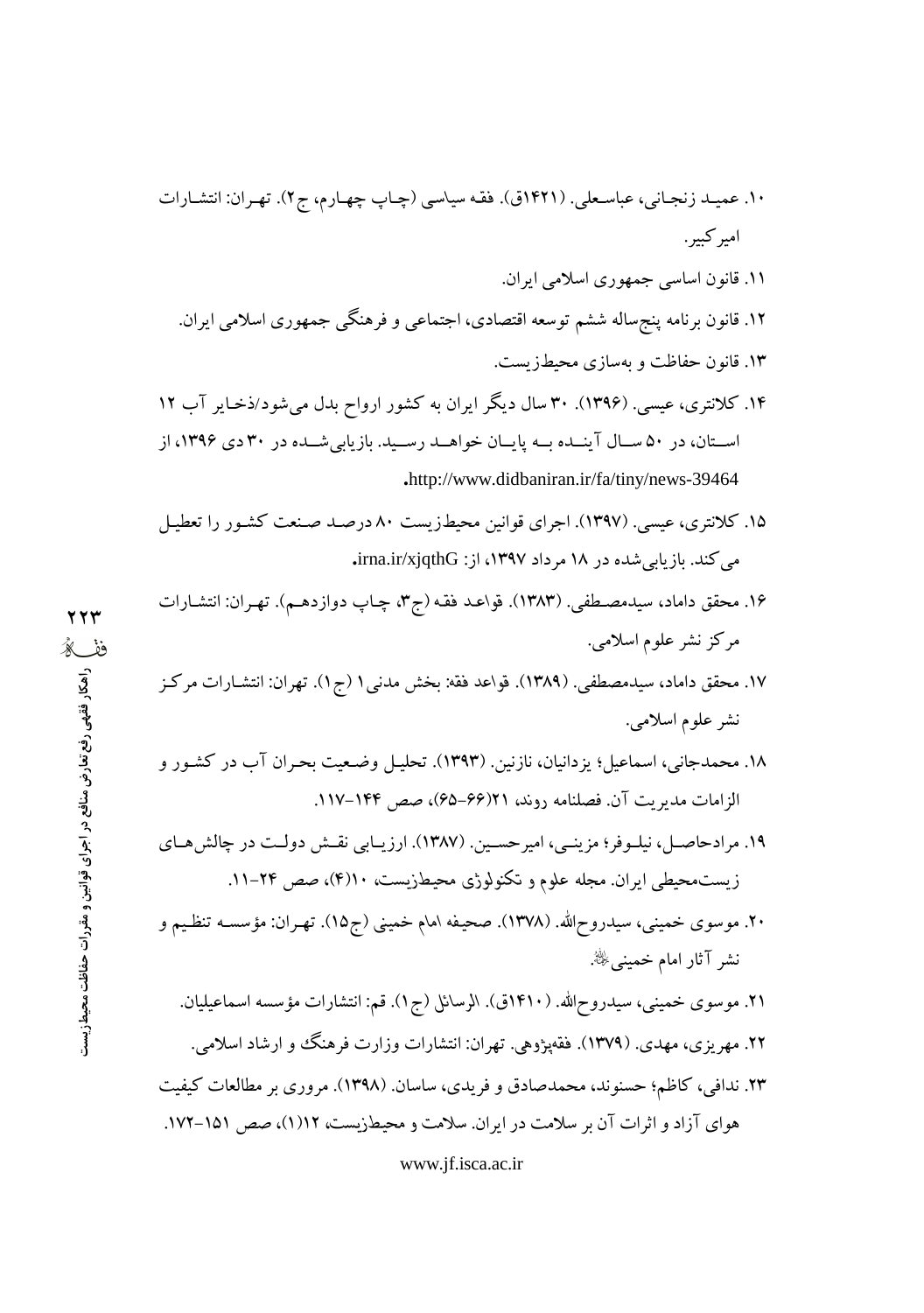۱۰. عمید زنجانی، عباسعلی. (۱۴۲۱ق). فقه سیاسی (چاپ چهارم، ج۲). تهران: انتشارات امیرکبیر.

۱۱. قانون اساسی جمهوری اسلامی ایران.

۱۲. قانون برنامه پنج‌ساله ششم توسعه اقتصادی، اجتماعی و فرهنگی جمهوری اسلامی ایران.

۱۳. قانون حفاظت و به‌سازی محیط‌زیست.

۱۴. کلانتری، عیسی. (۱۳۹۶). ۳۰ سال دیگر ایران به کشور ارواح بدل می‌شود/ذخایر آب ۱۲ استان، در ۵۰ سال آینده به پایان خواهد رسید. بازیابی‌شده در ۳۰ دی ۱۳۹۶، از http://www.didbaniran.ir/fa/tiny/news-39464.

۱۵. کلانتری، عیسی. (۱۳۹۷). اجرای قوانین محیط‌زیست ۸۰ درصد صنعت کشور را تعطیل می‌کند. بازیابی‌شده در ۱۸ مرداد ۱۳۹۷، از: irna.ir/xjqthG.

۱۶. محقق داماد، سیدمصطفی. (۱۳۸۳). قواعد فقه (ج۳، چاپ دوازدهم). تهران: انتشارات مرکز نشر علوم اسلامی.

۱۷. محقق داماد، سیدمصطفی. (۱۳۸۹). قواعد فقه: بخش مدنی۱ (ج۱). تهران: انتشارات مرکز نشر علوم اسلامی.

۱۸. محمدجانی، اسماعیل؛ یزدانیان، نازنین. (۱۳۹۳). تحلیل وضعیت بحران آب در کشور و الزامات مدیریت آن. فصلنامه روند، ۲۱(۶۶-۶۵)، صص ۱۴۴-۱۱۷.

۱۹. مرادحاصل، نیلوفر؛ مزینی، امیرحسین. (۱۳۸۷). ارزیابی نقش دولت در چالش‌های زیست‌محیطی ایران. مجله علوم و تکنولوژی محیط‌زیست، ۱۰(۴)، صص ۲۴-۱۱.

۲۰. موسوی خمینی، سیدروح‌الله. (۱۳۷۸). صحیفه امام خمینی (ج۱۵). تهران: مؤسسه تنظیم و نشر آثار امام خمینی‌؛.

۲۱. موسوی خمینی، سیدروح‌الله. (۱۴۱۰ق). الرسائل (ج۱). قم: انتشارات مؤسسه اسماعیلیان.

۲۲. مهریزی، مهدی. (۱۳۷۹). فقه‌پژوهی. تهران: انتشارات وزارت فرهنگ و ارشاد اسلامی.

۲۳. ندافی، کاظم؛ حسنوند، محمدصادق و فریدی، ساسان. (۱۳۹۸). مروری بر مطالعات کیفیت هوای آزاد و اثرات آن بر سلامت در ایران. سلامت و محیط‌زیست، ۱۲(۱)، صص ۱۵۱-۱۷۲.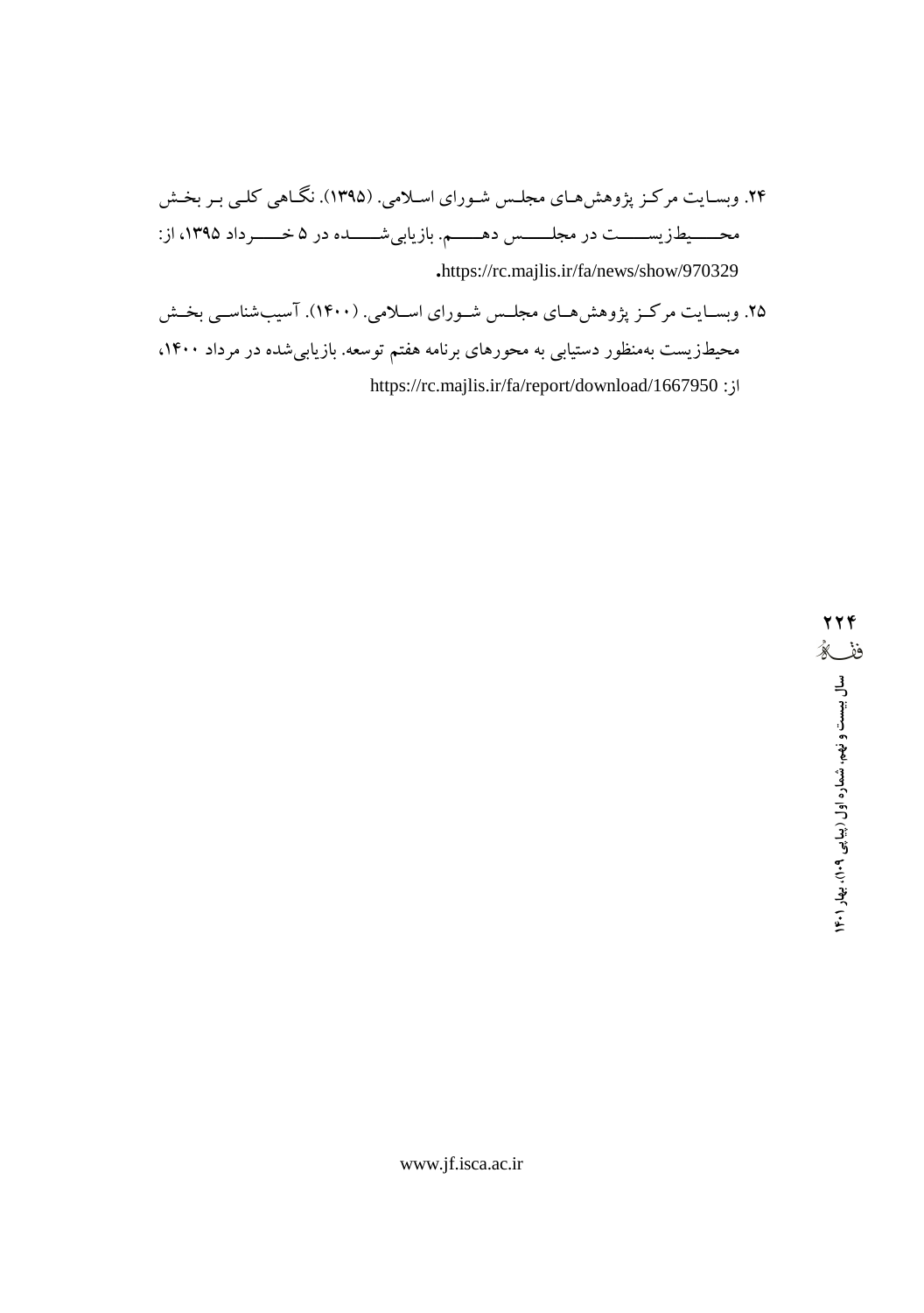۲۴. وبسایت مرکز پژوهش‌های مجلس شورای اسلامی. (۱۳۹۵). نگاهی کلی بر بخش محیط‌زیست در مجلس دهم. بازیابی‌شده در ۵ خرداد ۱۳۹۵، از: https://rc.majlis.ir/fa/news/show/970329.

۲۵. وبسایت مرکز پژوهش‌های مجلس شورای اسلامی. (۱۴۰۰). آسیب‌شناسی بخش محیط‌زیست به‌منظور دستیابی به محورهای برنامه هفتم توسعه. بازیابی‌شده در مرداد ۱۴۰۰، از: https://rc.majlis.ir/fa/report/download/1667950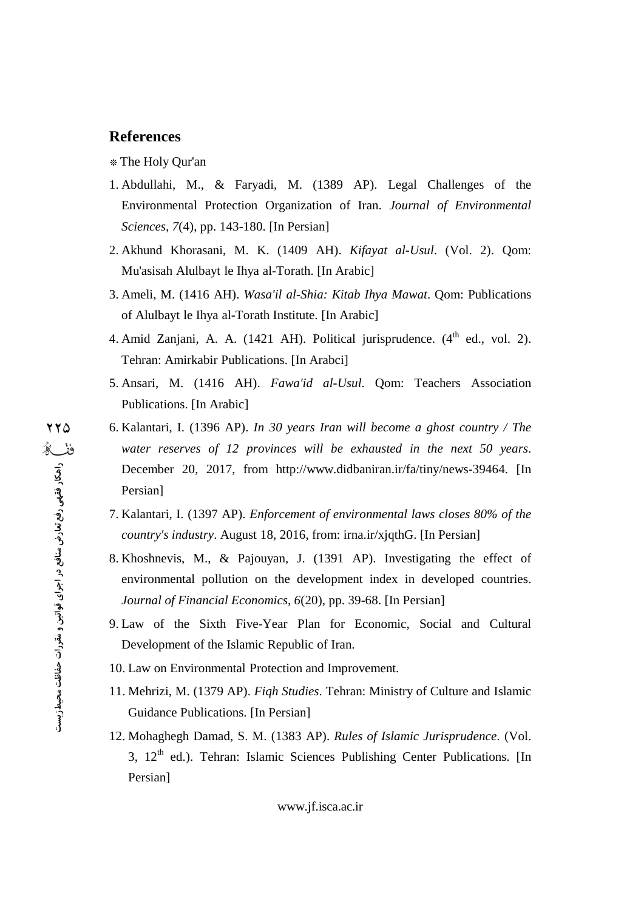## References

※ The Holy Qur'an

1. Abdullahi, M., & Faryadi, M. (1389 AP). Legal Challenges of the Environmental Protection Organization of Iran. *Journal of Environmental Sciences, 7*(4), pp. 143-180. [In Persian]
2. Akhund Khorasani, M. K. (1409 AH). *Kifayat al-Usul*. (Vol. 2). Qom: Mu'asisah Alulbayt le Ihya al-Torath. [In Arabic]
3. Ameli, M. (1416 AH). *Wasa'il al-Shia: Kitab Ihya Mawat*. Qom: Publications of Alulbayt le Ihya al-Torath Institute. [In Arabic]
4. Amid Zanjani, A. A. (1421 AH). Political jurisprudence. (4th ed., vol. 2). Tehran: Amirkabir Publications. [In Arabci]
5. Ansari, M. (1416 AH). *Fawa'id al-Usul*. Qom: Teachers Association Publications. [In Arabic]
6. Kalantari, I. (1396 AP). *In 30 years Iran will become a ghost country / The water reserves of 12 provinces will be exhausted in the next 50 years*. December 20, 2017, from http://www.didbaniran.ir/fa/tiny/news-39464. [In Persian]
7. Kalantari, I. (1397 AP). *Enforcement of environmental laws closes 80% of the country's industry*. August 18, 2016, from: irna.ir/xjqthG. [In Persian]
8. Khoshnevis, M., & Pajouyan, J. (1391 AP). Investigating the effect of environmental pollution on the development index in developed countries. *Journal of Financial Economics, 6*(20), pp. 39-68. [In Persian]
9. Law of the Sixth Five-Year Plan for Economic, Social and Cultural Development of the Islamic Republic of Iran.
10. Law on Environmental Protection and Improvement.
11. Mehrizi, M. (1379 AP). *Fiqh Studies*. Tehran: Ministry of Culture and Islamic Guidance Publications. [In Persian]
12. Mohaghegh Damad, S. M. (1383 AP). *Rules of Islamic Jurisprudence*. (Vol. 3, 12th ed.). Tehran: Islamic Sciences Publishing Center Publications. [In Persian]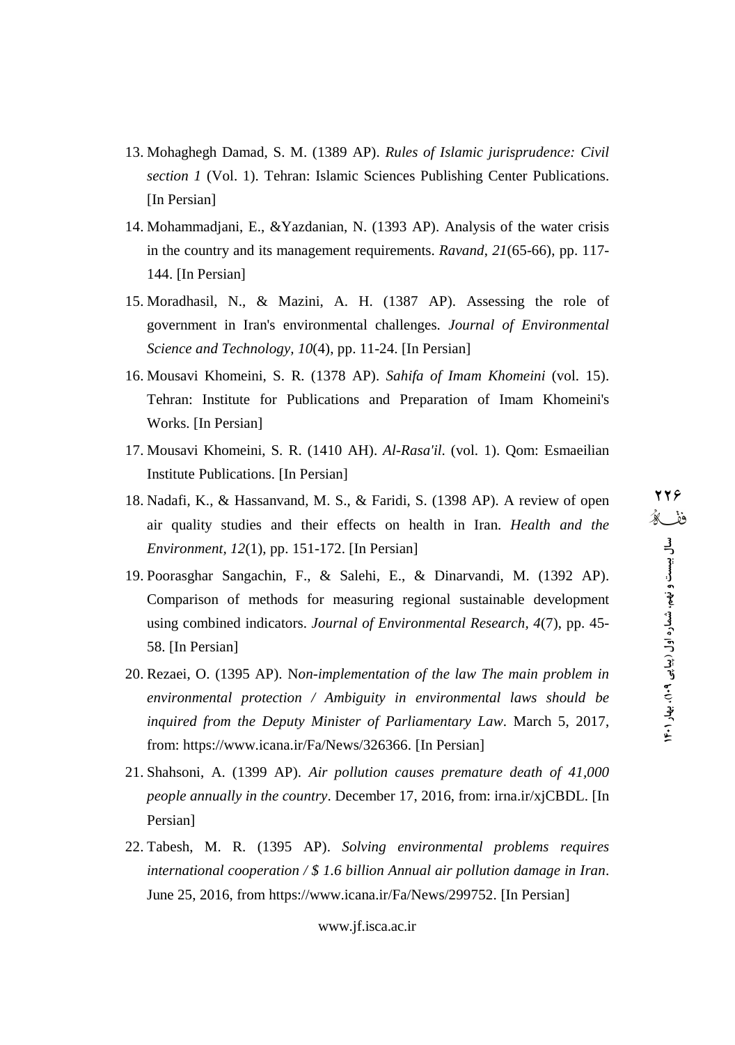13. Mohaghegh Damad, S. M. (1389 AP). *Rules of Islamic jurisprudence: Civil section 1* (Vol. 1). Tehran: Islamic Sciences Publishing Center Publications. [In Persian]

14. Mohammadjani, E., &Yazdanian, N. (1393 AP). Analysis of the water crisis in the country and its management requirements. *Ravand*, *21*(65-66), pp. 117-144. [In Persian]

15. Moradhasil, N., & Mazini, A. H. (1387 AP). Assessing the role of government in Iran's environmental challenges. *Journal of Environmental Science and Technology, 10*(4), pp. 11-24. [In Persian]

16. Mousavi Khomeini, S. R. (1378 AP). *Sahifa of Imam Khomeini* (vol. 15). Tehran: Institute for Publications and Preparation of Imam Khomeini's Works. [In Persian]

17. Mousavi Khomeini, S. R. (1410 AH). *Al-Rasa'il*. (vol. 1). Qom: Esmaeilian Institute Publications. [In Persian]

18. Nadafi, K., & Hassanvand, M. S., & Faridi, S. (1398 AP). A review of open air quality studies and their effects on health in Iran. *Health and the Environment*, *12*(1), pp. 151-172. [In Persian]

19. Poorasghar Sangachin, F., & Salehi, E., & Dinarvandi, M. (1392 AP). Comparison of methods for measuring regional sustainable development using combined indicators. *Journal of Environmental Research*, *4*(7), pp. 45-58. [In Persian]

20. Rezaei, O. (1395 AP). N*on-implementation of the law The main problem in environmental protection / Ambiguity in environmental laws should be inquired from the Deputy Minister of Parliamentary Law*. March 5, 2017, from: https://www.icana.ir/Fa/News/326366. [In Persian]

21. Shahsoni, A. (1399 AP). *Air pollution causes premature death of 41,000 people annually in the country*. December 17, 2016, from: irna.ir/xjCBDL. [In Persian]

22. Tabesh, M. R. (1395 AP). *Solving environmental problems requires international cooperation / $ 1.6 billion Annual air pollution damage in Iran*. June 25, 2016, from https://www.icana.ir/Fa/News/299752. [In Persian]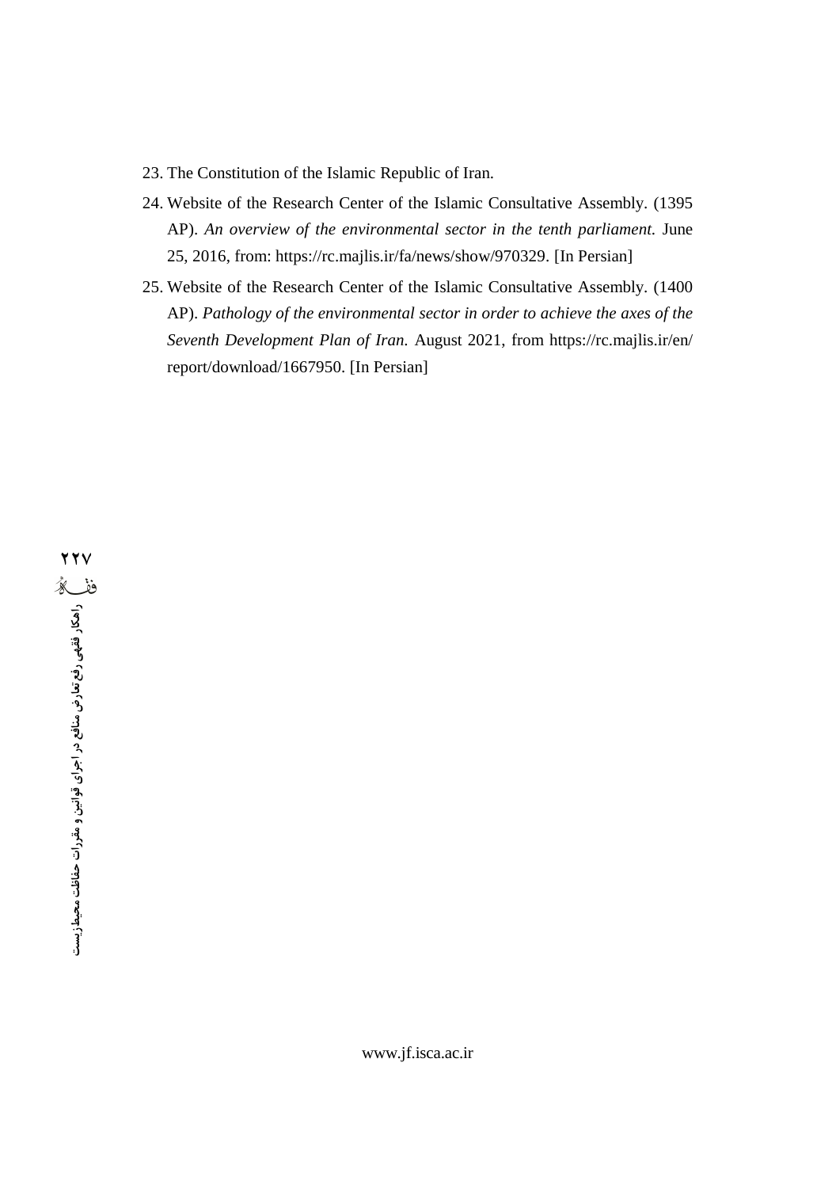23. The Constitution of the Islamic Republic of Iran.
24. Website of the Research Center of the Islamic Consultative Assembly. (1395 AP). *An overview of the environmental sector in the tenth parliament.* June 25, 2016, from: https://rc.majlis.ir/fa/news/show/970329. [In Persian]
25. Website of the Research Center of the Islamic Consultative Assembly. (1400 AP). *Pathology of the environmental sector in order to achieve the axes of the Seventh Development Plan of Iran.* August 2021, from https://rc.majlis.ir/en/report/download/1667950. [In Persian]